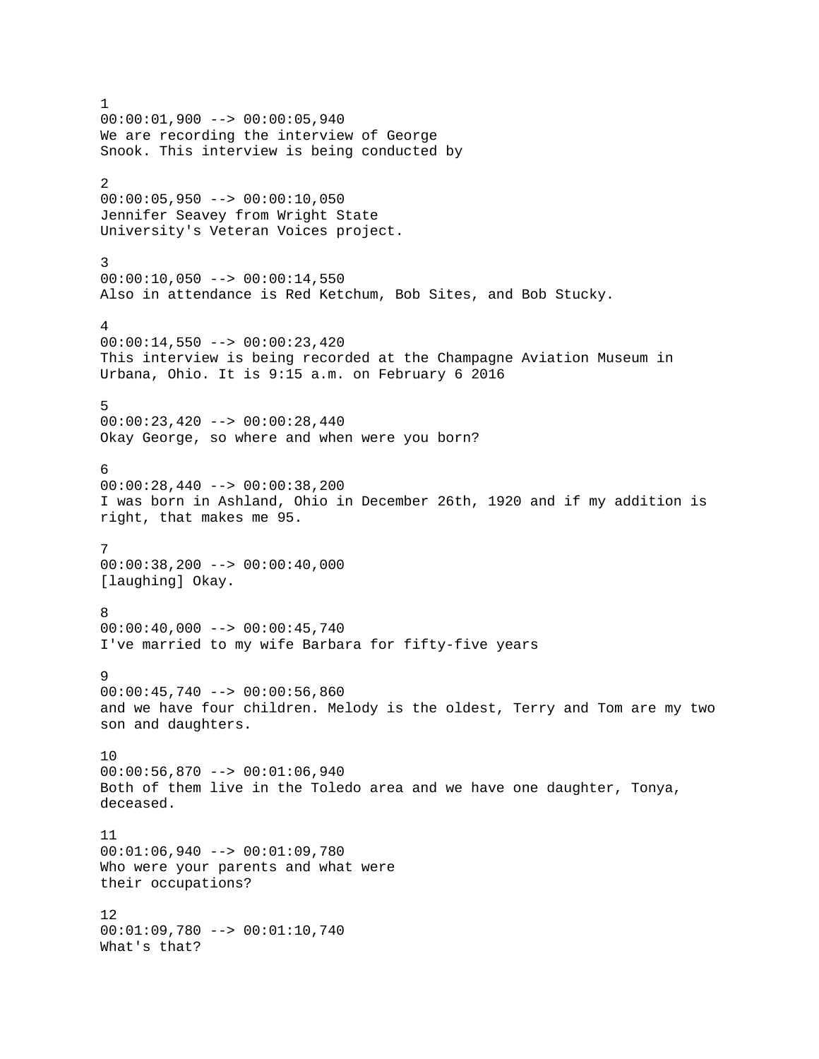1
00:00:01,900 --> 00:00:05,940
We are recording the interview of George
Snook. This interview is being conducted by

2
00:00:05,950 --> 00:00:10,050
Jennifer Seavey from Wright State
University's Veteran Voices project.

3
00:00:10,050 --> 00:00:14,550
Also in attendance is Red Ketchum, Bob Sites, and Bob Stucky.

4
00:00:14,550 --> 00:00:23,420
This interview is being recorded at the Champagne Aviation Museum in
Urbana, Ohio. It is 9:15 a.m. on February 6 2016

5
00:00:23,420 --> 00:00:28,440
Okay George, so where and when were you born?

6
00:00:28,440 --> 00:00:38,200
I was born in Ashland, Ohio in December 26th, 1920 and if my addition is
right, that makes me 95.

7
00:00:38,200 --> 00:00:40,000
[laughing] Okay.

8
00:00:40,000 --> 00:00:45,740
I've married to my wife Barbara for fifty-five years

9
00:00:45,740 --> 00:00:56,860
and we have four children. Melody is the oldest, Terry and Tom are my two
son and daughters.

10
00:00:56,870 --> 00:01:06,940
Both of them live in the Toledo area and we have one daughter, Tonya,
deceased.

11
00:01:06,940 --> 00:01:09,780
Who were your parents and what were
their occupations?

12
00:01:09,780 --> 00:01:10,740
What's that?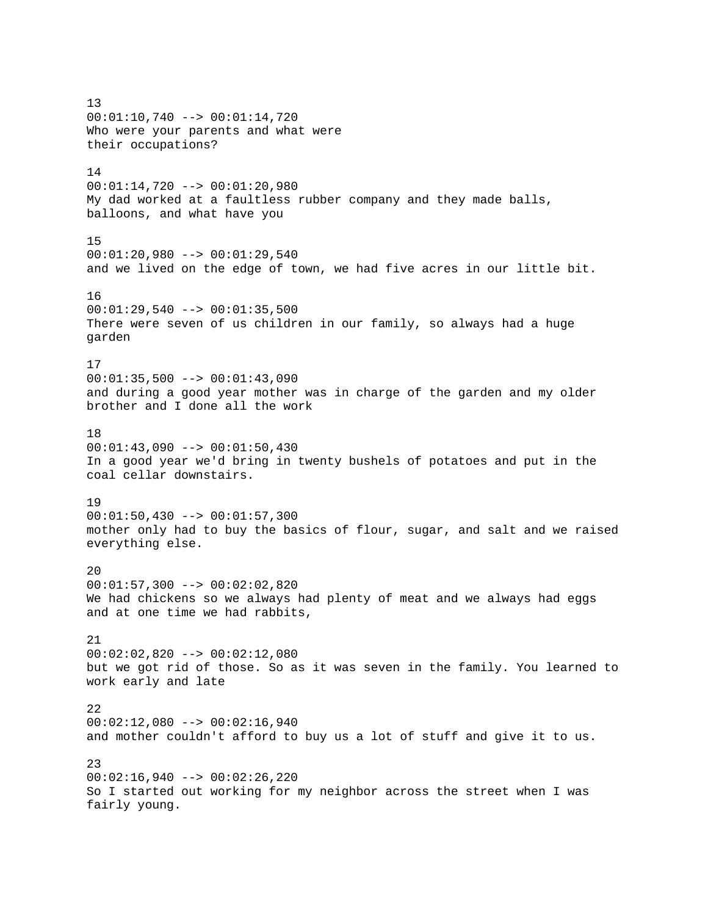13
00:01:10,740 --> 00:01:14,720
Who were your parents and what were
their occupations?

14
00:01:14,720 --> 00:01:20,980
My dad worked at a faultless rubber company and they made balls,
balloons, and what have you

15
00:01:20,980 --> 00:01:29,540
and we lived on the edge of town, we had five acres in our little bit.

16
00:01:29,540 --> 00:01:35,500
There were seven of us children in our family, so always had a huge
garden

17
00:01:35,500 --> 00:01:43,090
and during a good year mother was in charge of the garden and my older
brother and I done all the work

18
00:01:43,090 --> 00:01:50,430
In a good year we'd bring in twenty bushels of potatoes and put in the
coal cellar downstairs.

19
00:01:50,430 --> 00:01:57,300
mother only had to buy the basics of flour, sugar, and salt and we raised
everything else.

20
00:01:57,300 --> 00:02:02,820
We had chickens so we always had plenty of meat and we always had eggs
and at one time we had rabbits,

21
00:02:02,820 --> 00:02:12,080
but we got rid of those. So as it was seven in the family. You learned to
work early and late

22
00:02:12,080 --> 00:02:16,940
and mother couldn't afford to buy us a lot of stuff and give it to us.

23
00:02:16,940 --> 00:02:26,220
So I started out working for my neighbor across the street when I was
fairly young.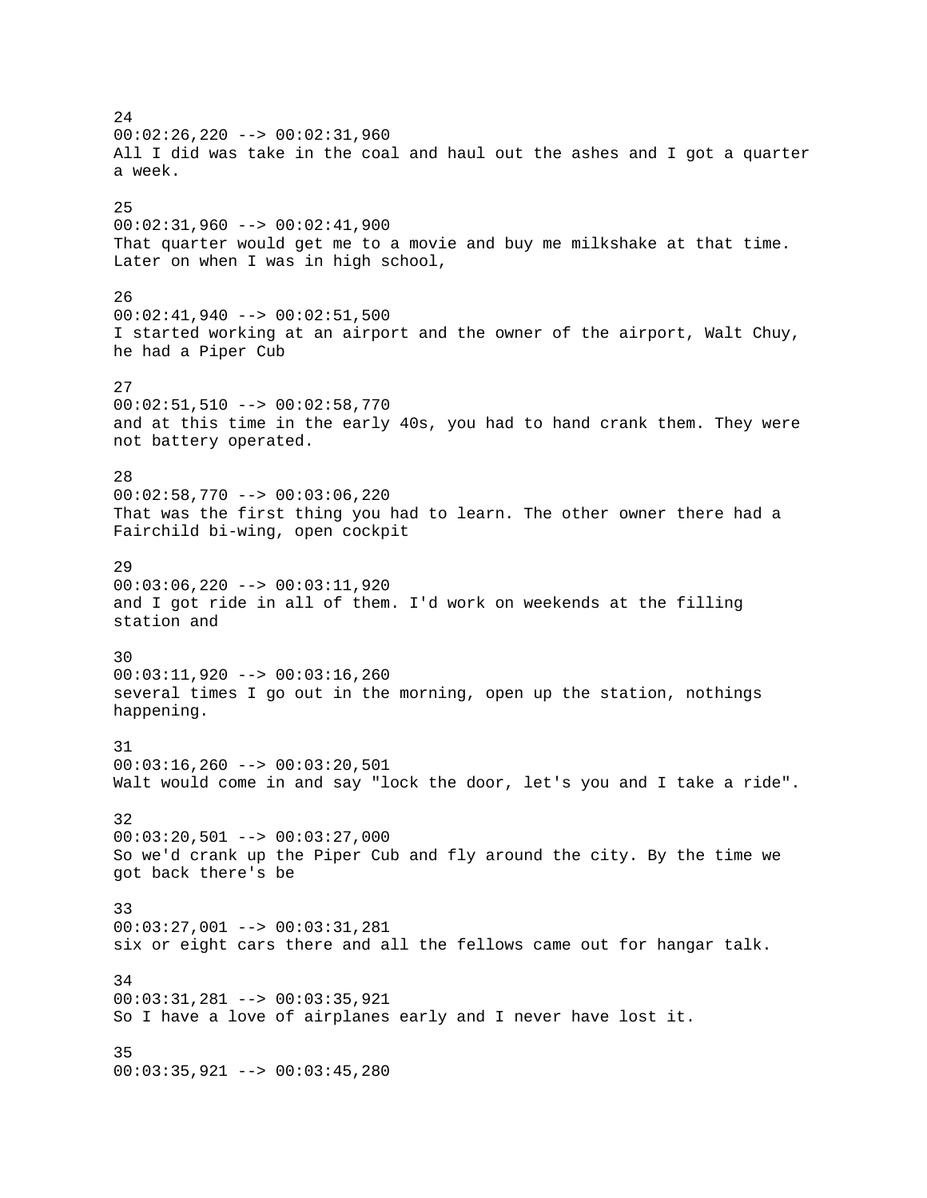24
00:02:26,220 --> 00:02:31,960
All I did was take in the coal and haul out the ashes and I got a quarter a week.

25
00:02:31,960 --> 00:02:41,900
That quarter would get me to a movie and buy me milkshake at that time. Later on when I was in high school,

26
00:02:41,940 --> 00:02:51,500
I started working at an airport and the owner of the airport, Walt Chuy, he had a Piper Cub

27
00:02:51,510 --> 00:02:58,770
and at this time in the early 40s, you had to hand crank them. They were not battery operated.

28
00:02:58,770 --> 00:03:06,220
That was the first thing you had to learn. The other owner there had a Fairchild bi-wing, open cockpit

29
00:03:06,220 --> 00:03:11,920
and I got ride in all of them. I'd work on weekends at the filling station and

30
00:03:11,920 --> 00:03:16,260
several times I go out in the morning, open up the station, nothings happening.

31
00:03:16,260 --> 00:03:20,501
Walt would come in and say "lock the door, let's you and I take a ride".

32
00:03:20,501 --> 00:03:27,000
So we'd crank up the Piper Cub and fly around the city. By the time we got back there's be

33
00:03:27,001 --> 00:03:31,281
six or eight cars there and all the fellows came out for hangar talk.

34
00:03:31,281 --> 00:03:35,921
So I have a love of airplanes early and I never have lost it.

35
00:03:35,921 --> 00:03:45,280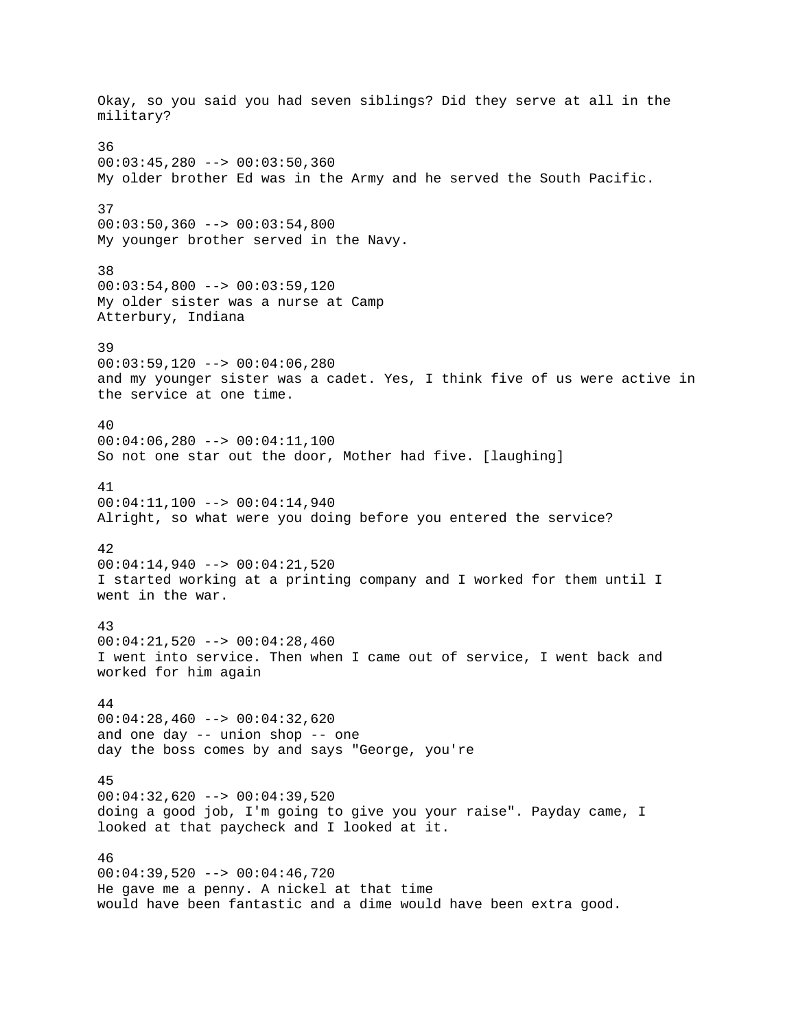Okay, so you said you had seven siblings? Did they serve at all in the military?

36
00:03:45,280 --> 00:03:50,360
My older brother Ed was in the Army and he served the South Pacific.

37
00:03:50,360 --> 00:03:54,800
My younger brother served in the Navy.

38
00:03:54,800 --> 00:03:59,120
My older sister was a nurse at Camp
Atterbury, Indiana

39
00:03:59,120 --> 00:04:06,280
and my younger sister was a cadet. Yes, I think five of us were active in the service at one time.

40
00:04:06,280 --> 00:04:11,100
So not one star out the door, Mother had five. [laughing]

41
00:04:11,100 --> 00:04:14,940
Alright, so what were you doing before you entered the service?

42
00:04:14,940 --> 00:04:21,520
I started working at a printing company and I worked for them until I went in the war.

43
00:04:21,520 --> 00:04:28,460
I went into service. Then when I came out of service, I went back and worked for him again

44
00:04:28,460 --> 00:04:32,620
and one day -- union shop -- one
day the boss comes by and says "George, you're

45
00:04:32,620 --> 00:04:39,520
doing a good job, I'm going to give you your raise". Payday came, I looked at that paycheck and I looked at it.

46
00:04:39,520 --> 00:04:46,720
He gave me a penny. A nickel at that time
would have been fantastic and a dime would have been extra good.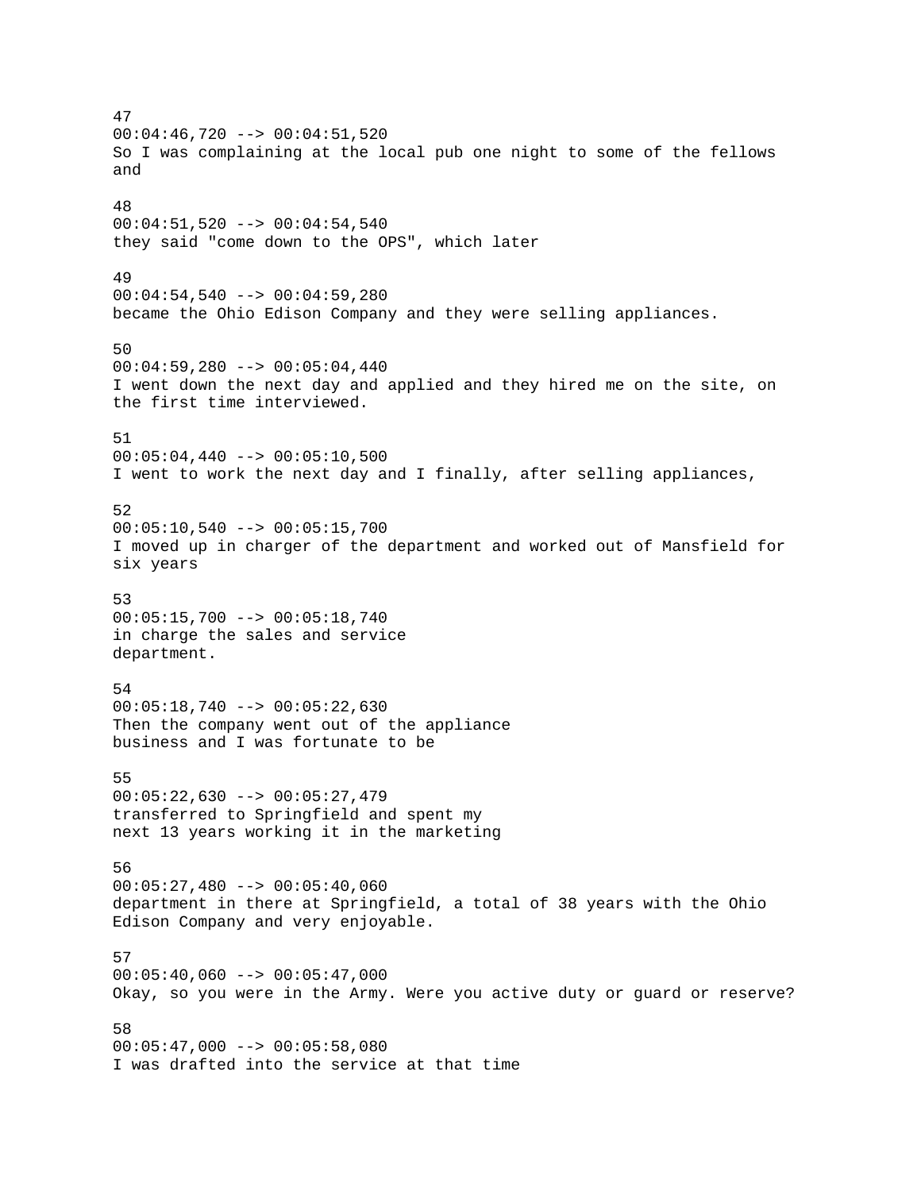47
00:04:46,720 --> 00:04:51,520
So I was complaining at the local pub one night to some of the fellows and

48
00:04:51,520 --> 00:04:54,540
they said "come down to the OPS", which later

49
00:04:54,540 --> 00:04:59,280
became the Ohio Edison Company and they were selling appliances.

50
00:04:59,280 --> 00:05:04,440
I went down the next day and applied and they hired me on the site, on the first time interviewed.

51
00:05:04,440 --> 00:05:10,500
I went to work the next day and I finally, after selling appliances,

52
00:05:10,540 --> 00:05:15,700
I moved up in charger of the department and worked out of Mansfield for six years

53
00:05:15,700 --> 00:05:18,740
in charge the sales and service
department.

54
00:05:18,740 --> 00:05:22,630
Then the company went out of the appliance
business and I was fortunate to be

55
00:05:22,630 --> 00:05:27,479
transferred to Springfield and spent my
next 13 years working it in the marketing

56
00:05:27,480 --> 00:05:40,060
department in there at Springfield, a total of 38 years with the Ohio Edison Company and very enjoyable.

57
00:05:40,060 --> 00:05:47,000
Okay, so you were in the Army. Were you active duty or guard or reserve?

58
00:05:47,000 --> 00:05:58,080
I was drafted into the service at that time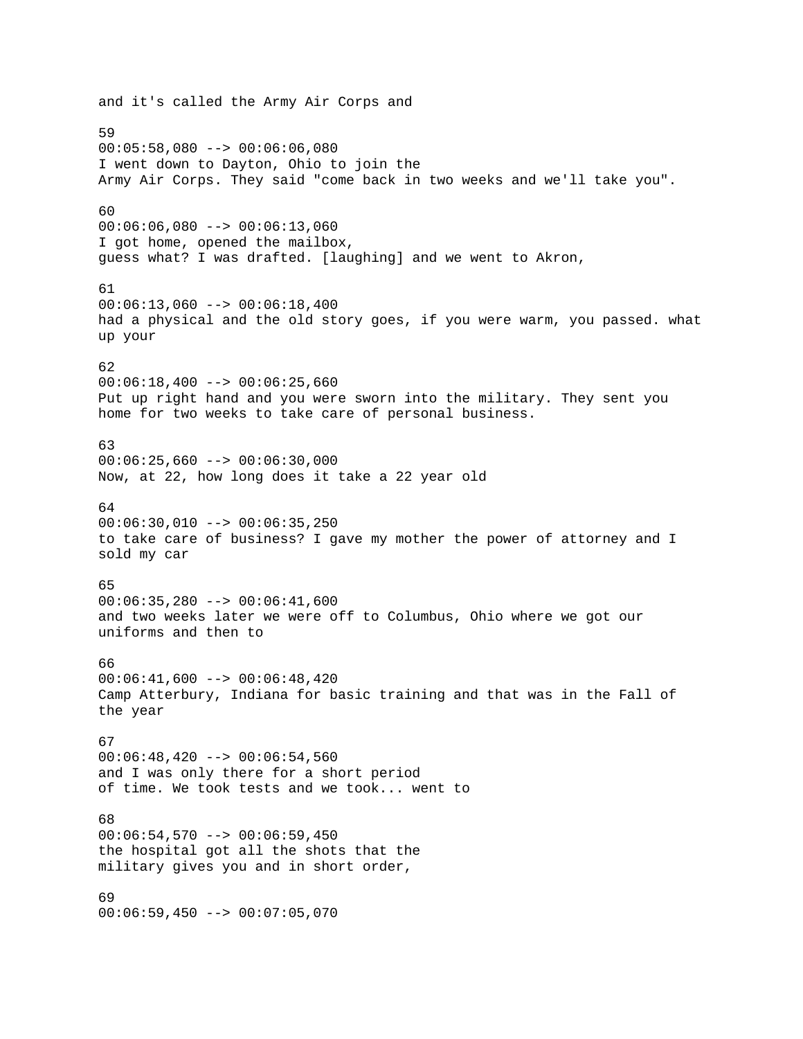and it's called the Army Air Corps and

59
00:05:58,080 --> 00:06:06,080
I went down to Dayton, Ohio to join the
Army Air Corps. They said "come back in two weeks and we'll take you".

60
00:06:06,080 --> 00:06:13,060
I got home, opened the mailbox,
guess what? I was drafted. [laughing] and we went to Akron,

61
00:06:13,060 --> 00:06:18,400
had a physical and the old story goes, if you were warm, you passed. what up your

62
00:06:18,400 --> 00:06:25,660
Put up right hand and you were sworn into the military. They sent you home for two weeks to take care of personal business.

63
00:06:25,660 --> 00:06:30,000
Now, at 22, how long does it take a 22 year old

64
00:06:30,010 --> 00:06:35,250
to take care of business? I gave my mother the power of attorney and I sold my car

65
00:06:35,280 --> 00:06:41,600
and two weeks later we were off to Columbus, Ohio where we got our uniforms and then to

66
00:06:41,600 --> 00:06:48,420
Camp Atterbury, Indiana for basic training and that was in the Fall of the year

67
00:06:48,420 --> 00:06:54,560
and I was only there for a short period
of time. We took tests and we took... went to

68
00:06:54,570 --> 00:06:59,450
the hospital got all the shots that the
military gives you and in short order,

69
00:06:59,450 --> 00:07:05,070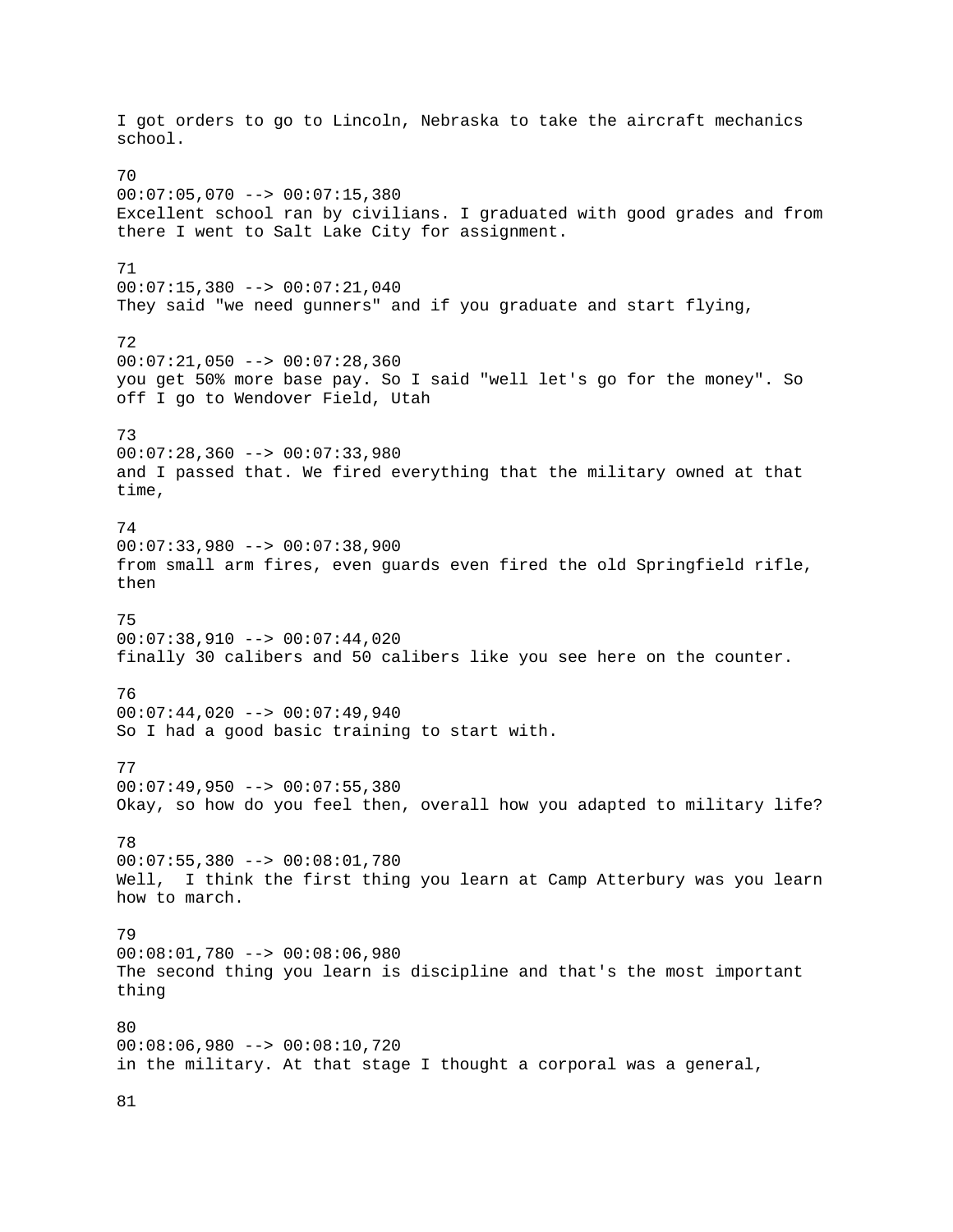I got orders to go to Lincoln, Nebraska to take the aircraft mechanics school.

70
00:07:05,070 --> 00:07:15,380
Excellent school ran by civilians. I graduated with good grades and from there I went to Salt Lake City for assignment.

71
00:07:15,380 --> 00:07:21,040
They said "we need gunners" and if you graduate and start flying,

72
00:07:21,050 --> 00:07:28,360
you get 50% more base pay. So I said "well let's go for the money". So off I go to Wendover Field, Utah

73
00:07:28,360 --> 00:07:33,980
and I passed that. We fired everything that the military owned at that time,

74
00:07:33,980 --> 00:07:38,900
from small arm fires, even guards even fired the old Springfield rifle, then

75
00:07:38,910 --> 00:07:44,020
finally 30 calibers and 50 calibers like you see here on the counter.

76
00:07:44,020 --> 00:07:49,940
So I had a good basic training to start with.

77
00:07:49,950 --> 00:07:55,380
Okay, so how do you feel then, overall how you adapted to military life?

78
00:07:55,380 --> 00:08:01,780
Well,  I think the first thing you learn at Camp Atterbury was you learn how to march.

79
00:08:01,780 --> 00:08:06,980
The second thing you learn is discipline and that's the most important thing

80
00:08:06,980 --> 00:08:10,720
in the military. At that stage I thought a corporal was a general,

81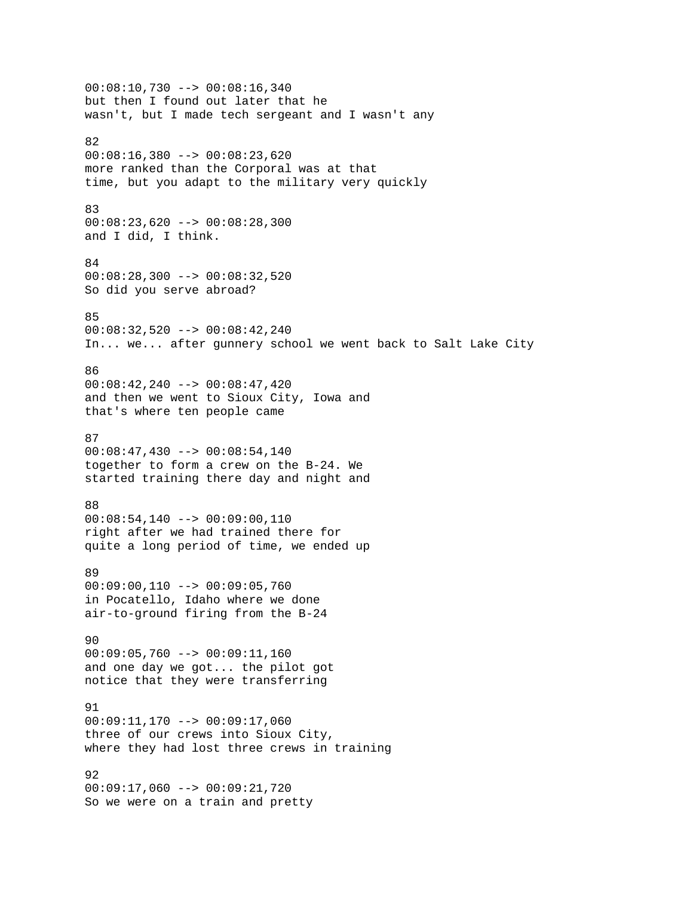00:08:10,730 --> 00:08:16,340
but then I found out later that he
wasn't, but I made tech sergeant and I wasn't any

82
00:08:16,380 --> 00:08:23,620
more ranked than the Corporal was at that
time, but you adapt to the military very quickly

83
00:08:23,620 --> 00:08:28,300
and I did, I think.

84
00:08:28,300 --> 00:08:32,520
So did you serve abroad?

85
00:08:32,520 --> 00:08:42,240
In... we... after gunnery school we went back to Salt Lake City

86
00:08:42,240 --> 00:08:47,420
and then we went to Sioux City, Iowa and
that's where ten people came

87
00:08:47,430 --> 00:08:54,140
together to form a crew on the B-24. We
started training there day and night and

88
00:08:54,140 --> 00:09:00,110
right after we had trained there for
quite a long period of time, we ended up

89
00:09:00,110 --> 00:09:05,760
in Pocatello, Idaho where we done
air-to-ground firing from the B-24

90
00:09:05,760 --> 00:09:11,160
and one day we got... the pilot got
notice that they were transferring

91
00:09:11,170 --> 00:09:17,060
three of our crews into Sioux City,
where they had lost three crews in training

92
00:09:17,060 --> 00:09:21,720
So we were on a train and pretty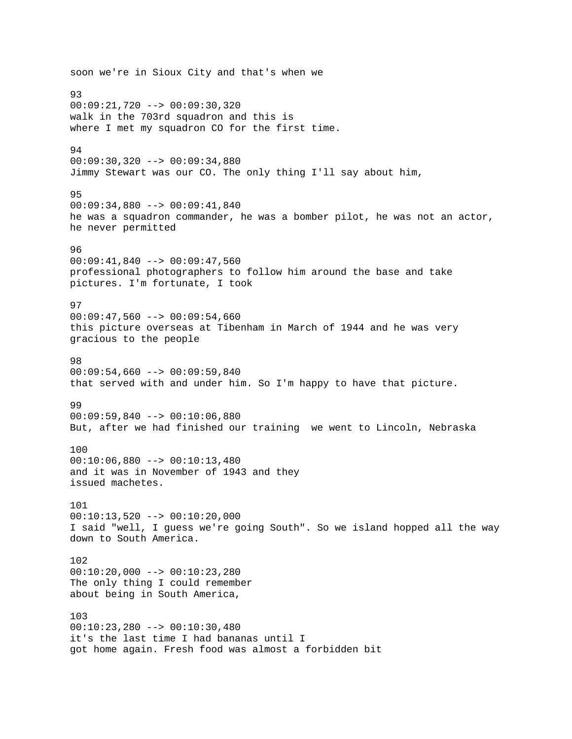soon we're in Sioux City and that's when we

93
00:09:21,720 --> 00:09:30,320
walk in the 703rd squadron and this is
where I met my squadron CO for the first time.

94
00:09:30,320 --> 00:09:34,880
Jimmy Stewart was our CO. The only thing I'll say about him,

95
00:09:34,880 --> 00:09:41,840
he was a squadron commander, he was a bomber pilot, he was not an actor,
he never permitted

96
00:09:41,840 --> 00:09:47,560
professional photographers to follow him around the base and take
pictures. I'm fortunate, I took

97
00:09:47,560 --> 00:09:54,660
this picture overseas at Tibenham in March of 1944 and he was very
gracious to the people

98
00:09:54,660 --> 00:09:59,840
that served with and under him. So I'm happy to have that picture.

99
00:09:59,840 --> 00:10:06,880
But, after we had finished our training  we went to Lincoln, Nebraska

100
00:10:06,880 --> 00:10:13,480
and it was in November of 1943 and they
issued machetes.

101
00:10:13,520 --> 00:10:20,000
I said "well, I guess we're going South". So we island hopped all the way
down to South America.

102
00:10:20,000 --> 00:10:23,280
The only thing I could remember
about being in South America,

103
00:10:23,280 --> 00:10:30,480
it's the last time I had bananas until I
got home again. Fresh food was almost a forbidden bit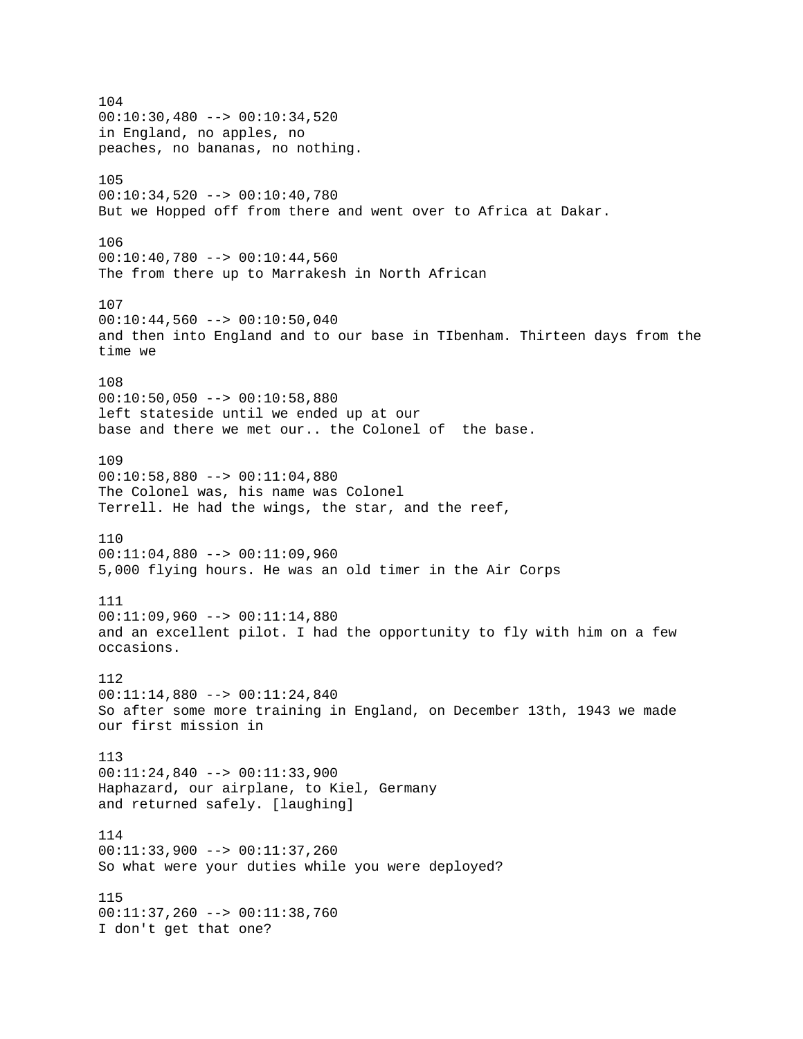104
00:10:30,480 --> 00:10:34,520
in England, no apples, no
peaches, no bananas, no nothing.

105
00:10:34,520 --> 00:10:40,780
But we Hopped off from there and went over to Africa at Dakar.

106
00:10:40,780 --> 00:10:44,560
The from there up to Marrakesh in North African

107
00:10:44,560 --> 00:10:50,040
and then into England and to our base in TIbenham. Thirteen days from the time we

108
00:10:50,050 --> 00:10:58,880
left stateside until we ended up at our
base and there we met our.. the Colonel of  the base.

109
00:10:58,880 --> 00:11:04,880
The Colonel was, his name was Colonel
Terrell. He had the wings, the star, and the reef,

110
00:11:04,880 --> 00:11:09,960
5,000 flying hours. He was an old timer in the Air Corps

111
00:11:09,960 --> 00:11:14,880
and an excellent pilot. I had the opportunity to fly with him on a few occasions.

112
00:11:14,880 --> 00:11:24,840
So after some more training in England, on December 13th, 1943 we made our first mission in

113
00:11:24,840 --> 00:11:33,900
Haphazard, our airplane, to Kiel, Germany
and returned safely. [laughing]

114
00:11:33,900 --> 00:11:37,260
So what were your duties while you were deployed?

115
00:11:37,260 --> 00:11:38,760
I don't get that one?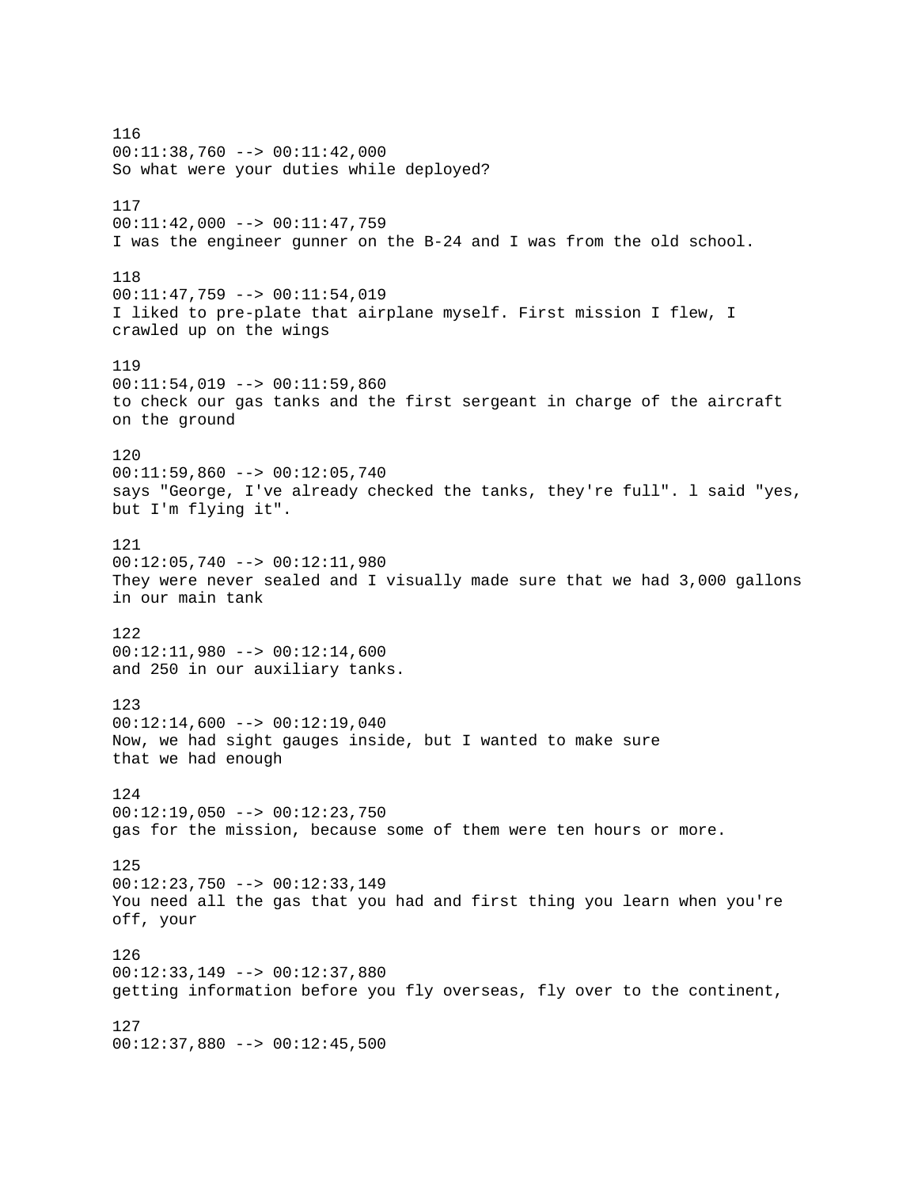116
00:11:38,760 --> 00:11:42,000
So what were your duties while deployed?

117
00:11:42,000 --> 00:11:47,759
I was the engineer gunner on the B-24 and I was from the old school.

118
00:11:47,759 --> 00:11:54,019
I liked to pre-plate that airplane myself. First mission I flew, I crawled up on the wings

119
00:11:54,019 --> 00:11:59,860
to check our gas tanks and the first sergeant in charge of the aircraft on the ground

120
00:11:59,860 --> 00:12:05,740
says "George, I've already checked the tanks, they're full". l said "yes, but I'm flying it".

121
00:12:05,740 --> 00:12:11,980
They were never sealed and I visually made sure that we had 3,000 gallons in our main tank

122
00:12:11,980 --> 00:12:14,600
and 250 in our auxiliary tanks.

123
00:12:14,600 --> 00:12:19,040
Now, we had sight gauges inside, but I wanted to make sure that we had enough

124
00:12:19,050 --> 00:12:23,750
gas for the mission, because some of them were ten hours or more.

125
00:12:23,750 --> 00:12:33,149
You need all the gas that you had and first thing you learn when you're off, your

126
00:12:33,149 --> 00:12:37,880
getting information before you fly overseas, fly over to the continent,

127
00:12:37,880 --> 00:12:45,500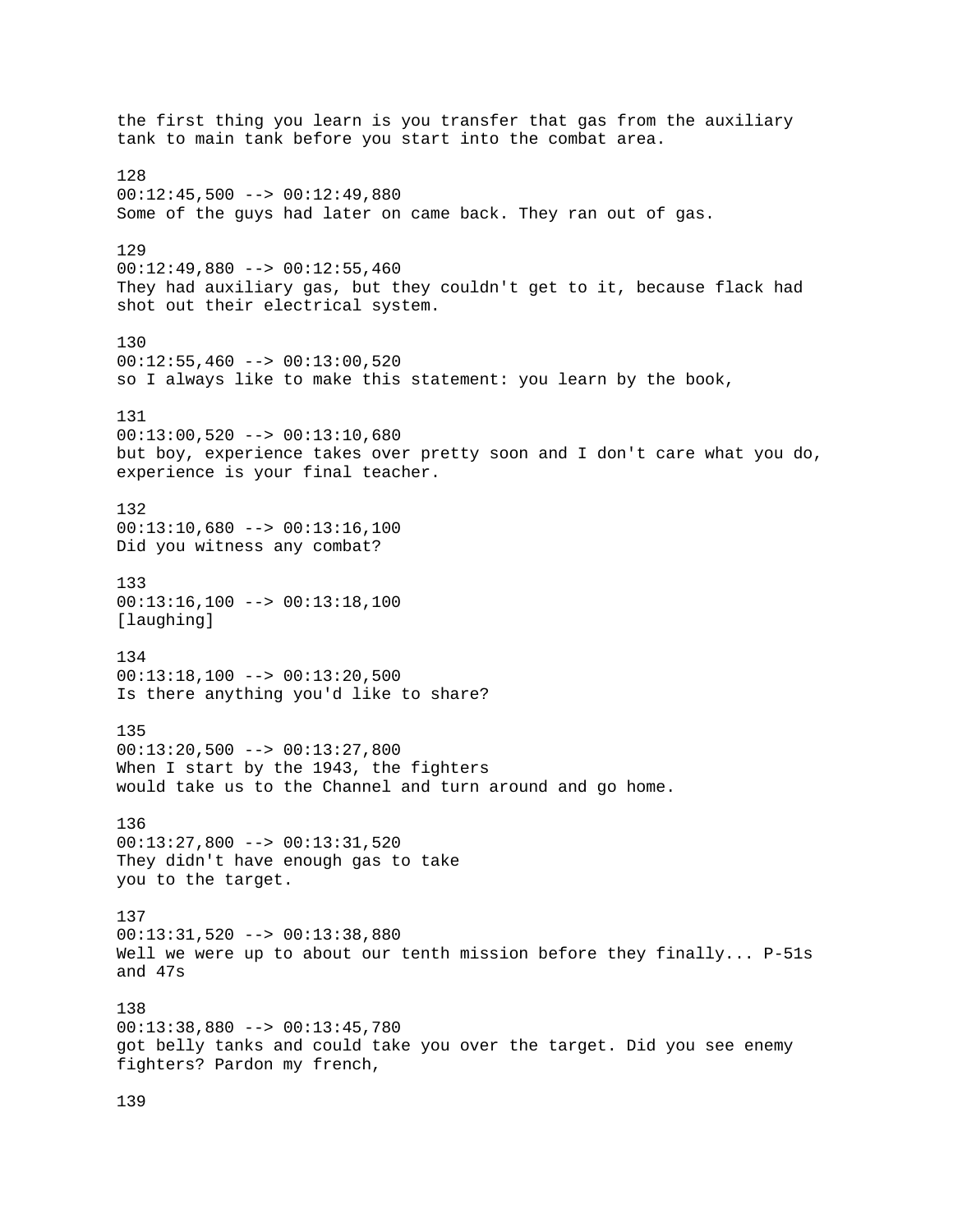the first thing you learn is you transfer that gas from the auxiliary tank to main tank before you start into the combat area.

128
00:12:45,500 --> 00:12:49,880
Some of the guys had later on came back. They ran out of gas.

129
00:12:49,880 --> 00:12:55,460
They had auxiliary gas, but they couldn't get to it, because flack had shot out their electrical system.

130
00:12:55,460 --> 00:13:00,520
so I always like to make this statement: you learn by the book,

131
00:13:00,520 --> 00:13:10,680
but boy, experience takes over pretty soon and I don't care what you do, experience is your final teacher.

132
00:13:10,680 --> 00:13:16,100
Did you witness any combat?

133
00:13:16,100 --> 00:13:18,100
[laughing]

134
00:13:18,100 --> 00:13:20,500
Is there anything you'd like to share?

135
00:13:20,500 --> 00:13:27,800
When I start by the 1943, the fighters
would take us to the Channel and turn around and go home.

136
00:13:27,800 --> 00:13:31,520
They didn't have enough gas to take
you to the target.

137
00:13:31,520 --> 00:13:38,880
Well we were up to about our tenth mission before they finally... P-51s and 47s

138
00:13:38,880 --> 00:13:45,780
got belly tanks and could take you over the target. Did you see enemy fighters? Pardon my french,

139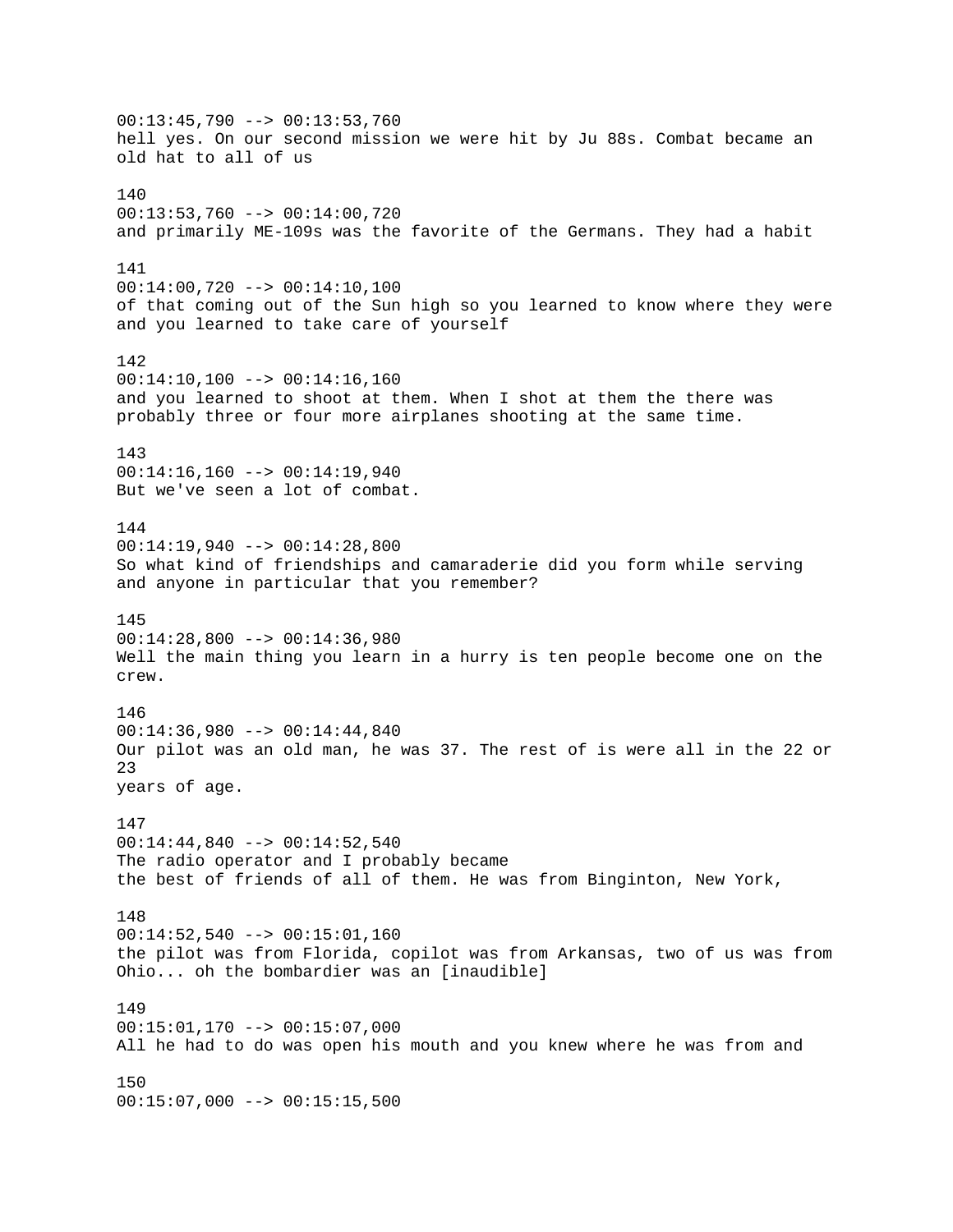00:13:45,790 --> 00:13:53,760
hell yes. On our second mission we were hit by Ju 88s. Combat became an old hat to all of us

140
00:13:53,760 --> 00:14:00,720
and primarily ME-109s was the favorite of the Germans. They had a habit

141
00:14:00,720 --> 00:14:10,100
of that coming out of the Sun high so you learned to know where they were and you learned to take care of yourself

142
00:14:10,100 --> 00:14:16,160
and you learned to shoot at them. When I shot at them the there was probably three or four more airplanes shooting at the same time.

143
00:14:16,160 --> 00:14:19,940
But we've seen a lot of combat.

144
00:14:19,940 --> 00:14:28,800
So what kind of friendships and camaraderie did you form while serving and anyone in particular that you remember?

145
00:14:28,800 --> 00:14:36,980
Well the main thing you learn in a hurry is ten people become one on the crew.

146
00:14:36,980 --> 00:14:44,840
Our pilot was an old man, he was 37. The rest of is were all in the 22 or 23
years of age.

147
00:14:44,840 --> 00:14:52,540
The radio operator and I probably became
the best of friends of all of them. He was from Binginton, New York,

148
00:14:52,540 --> 00:15:01,160
the pilot was from Florida, copilot was from Arkansas, two of us was from Ohio... oh the bombardier was an [inaudible]

149
00:15:01,170 --> 00:15:07,000
All he had to do was open his mouth and you knew where he was from and

150
00:15:07,000 --> 00:15:15,500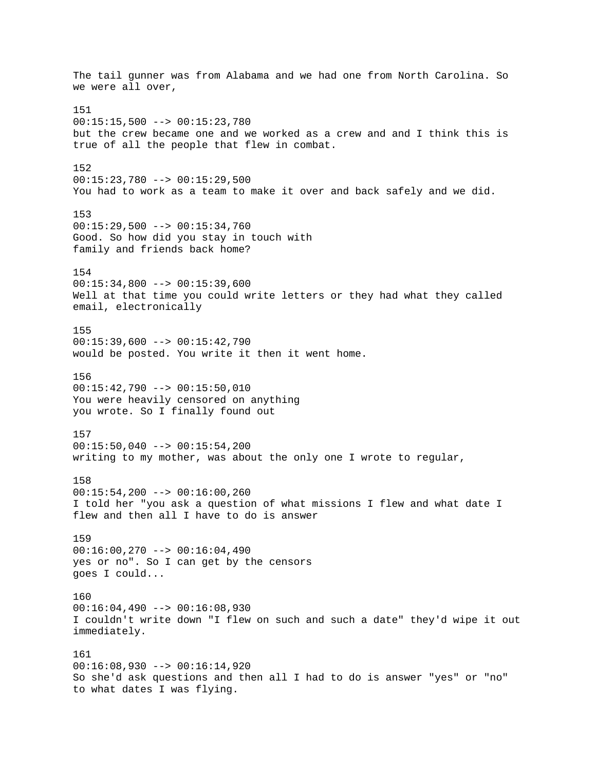The tail gunner was from Alabama and we had one from North Carolina. So we were all over,

151
00:15:15,500 --> 00:15:23,780
but the crew became one and we worked as a crew and and I think this is true of all the people that flew in combat.

152
00:15:23,780 --> 00:15:29,500
You had to work as a team to make it over and back safely and we did.

153
00:15:29,500 --> 00:15:34,760
Good. So how did you stay in touch with
family and friends back home?

154
00:15:34,800 --> 00:15:39,600
Well at that time you could write letters or they had what they called email, electronically

155
00:15:39,600 --> 00:15:42,790
would be posted. You write it then it went home.

156
00:15:42,790 --> 00:15:50,010
You were heavily censored on anything
you wrote. So I finally found out

157
00:15:50,040 --> 00:15:54,200
writing to my mother, was about the only one I wrote to regular,

158
00:15:54,200 --> 00:16:00,260
I told her "you ask a question of what missions I flew and what date I flew and then all I have to do is answer

159
00:16:00,270 --> 00:16:04,490
yes or no". So I can get by the censors
goes I could...

160
00:16:04,490 --> 00:16:08,930
I couldn't write down "I flew on such and such a date" they'd wipe it out immediately.

161
00:16:08,930 --> 00:16:14,920
So she'd ask questions and then all I had to do is answer "yes" or "no" to what dates I was flying.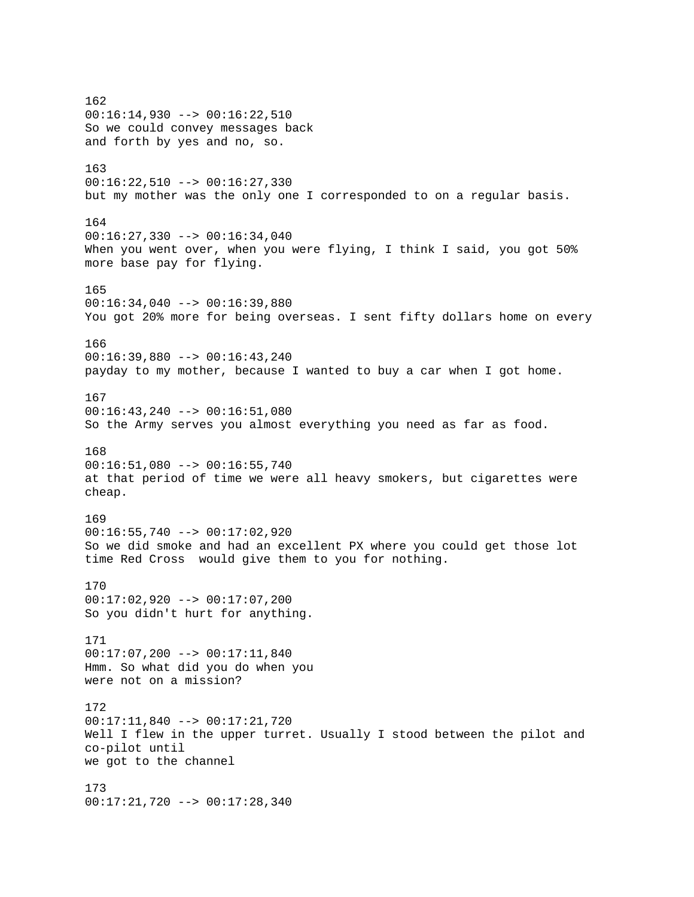162
00:16:14,930 --> 00:16:22,510
So we could convey messages back
and forth by yes and no, so.

163
00:16:22,510 --> 00:16:27,330
but my mother was the only one I corresponded to on a regular basis.

164
00:16:27,330 --> 00:16:34,040
When you went over, when you were flying, I think I said, you got 50%
more base pay for flying.

165
00:16:34,040 --> 00:16:39,880
You got 20% more for being overseas. I sent fifty dollars home on every

166
00:16:39,880 --> 00:16:43,240
payday to my mother, because I wanted to buy a car when I got home.

167
00:16:43,240 --> 00:16:51,080
So the Army serves you almost everything you need as far as food.

168
00:16:51,080 --> 00:16:55,740
at that period of time we were all heavy smokers, but cigarettes were
cheap.

169
00:16:55,740 --> 00:17:02,920
So we did smoke and had an excellent PX where you could get those lot
time Red Cross  would give them to you for nothing.

170
00:17:02,920 --> 00:17:07,200
So you didn't hurt for anything.

171
00:17:07,200 --> 00:17:11,840
Hmm. So what did you do when you
were not on a mission?

172
00:17:11,840 --> 00:17:21,720
Well I flew in the upper turret. Usually I stood between the pilot and
co-pilot until
we got to the channel

173
00:17:21,720 --> 00:17:28,340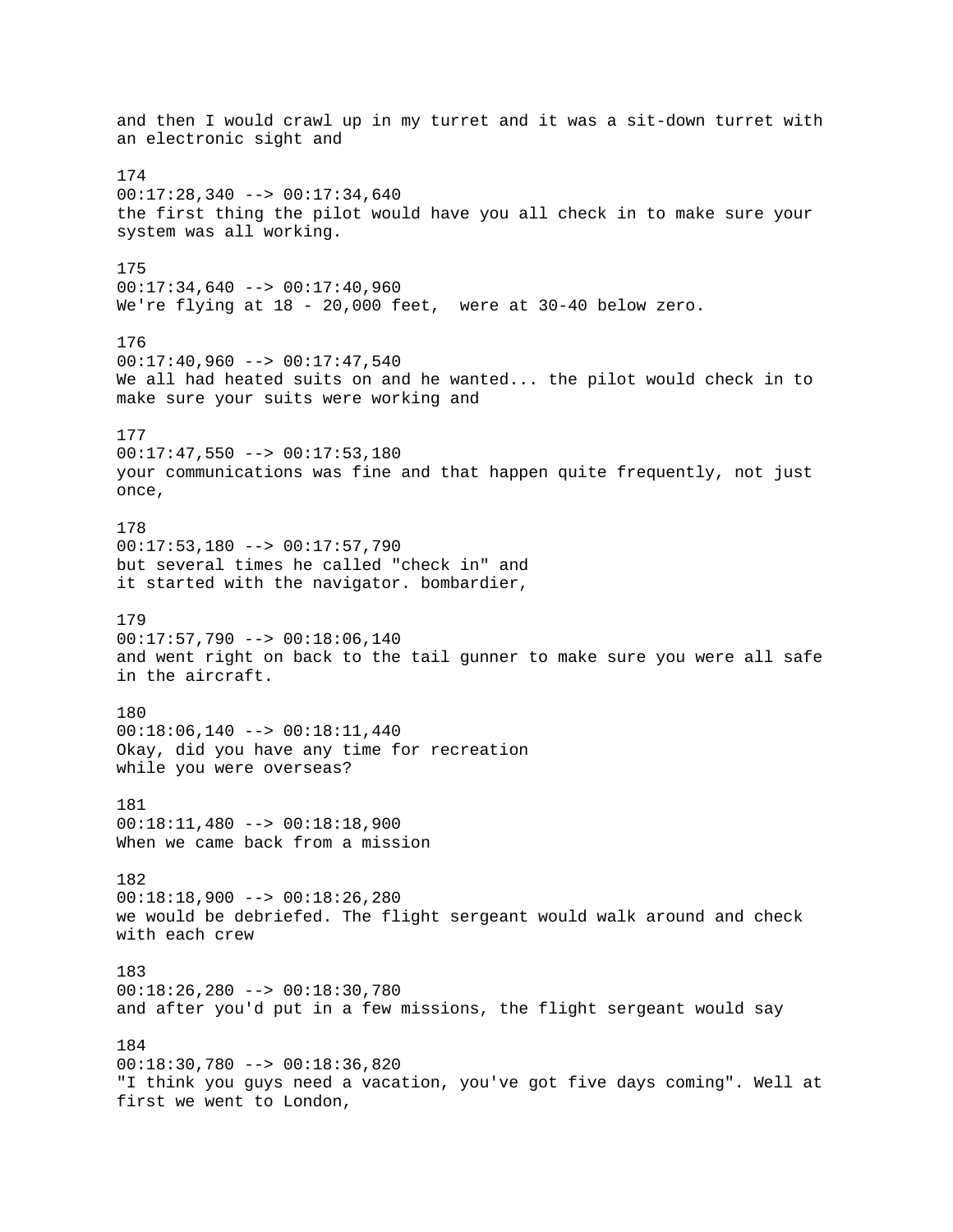and then I would crawl up in my turret and it was a sit-down turret with an electronic sight and

174
00:17:28,340 --> 00:17:34,640
the first thing the pilot would have you all check in to make sure your system was all working.

175
00:17:34,640 --> 00:17:40,960
We're flying at 18 - 20,000 feet, were at 30-40 below zero.

176
00:17:40,960 --> 00:17:47,540
We all had heated suits on and he wanted... the pilot would check in to make sure your suits were working and

177
00:17:47,550 --> 00:17:53,180
your communications was fine and that happen quite frequently, not just once,

178
00:17:53,180 --> 00:17:57,790
but several times he called "check in" and
it started with the navigator. bombardier,

179
00:17:57,790 --> 00:18:06,140
and went right on back to the tail gunner to make sure you were all safe in the aircraft.

180
00:18:06,140 --> 00:18:11,440
Okay, did you have any time for recreation
while you were overseas?

181
00:18:11,480 --> 00:18:18,900
When we came back from a mission

182
00:18:18,900 --> 00:18:26,280
we would be debriefed. The flight sergeant would walk around and check with each crew

183
00:18:26,280 --> 00:18:30,780
and after you'd put in a few missions, the flight sergeant would say

184
00:18:30,780 --> 00:18:36,820
"I think you guys need a vacation, you've got five days coming". Well at first we went to London,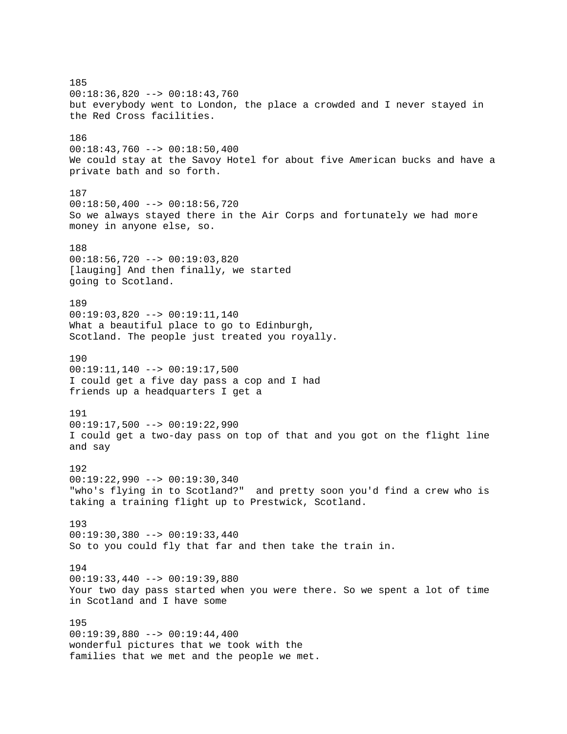185
00:18:36,820 --> 00:18:43,760
but everybody went to London, the place a crowded and I never stayed in the Red Cross facilities.

186
00:18:43,760 --> 00:18:50,400
We could stay at the Savoy Hotel for about five American bucks and have a private bath and so forth.

187
00:18:50,400 --> 00:18:56,720
So we always stayed there in the Air Corps and fortunately we had more money in anyone else, so.

188
00:18:56,720 --> 00:19:03,820
[lauging] And then finally, we started
going to Scotland.

189
00:19:03,820 --> 00:19:11,140
What a beautiful place to go to Edinburgh,
Scotland. The people just treated you royally.

190
00:19:11,140 --> 00:19:17,500
I could get a five day pass a cop and I had
friends up a headquarters I get a

191
00:19:17,500 --> 00:19:22,990
I could get a two-day pass on top of that and you got on the flight line and say

192
00:19:22,990 --> 00:19:30,340
"who's flying in to Scotland?"  and pretty soon you'd find a crew who is taking a training flight up to Prestwick, Scotland.

193
00:19:30,380 --> 00:19:33,440
So to you could fly that far and then take the train in.

194
00:19:33,440 --> 00:19:39,880
Your two day pass started when you were there. So we spent a lot of time in Scotland and I have some

195
00:19:39,880 --> 00:19:44,400
wonderful pictures that we took with the
families that we met and the people we met.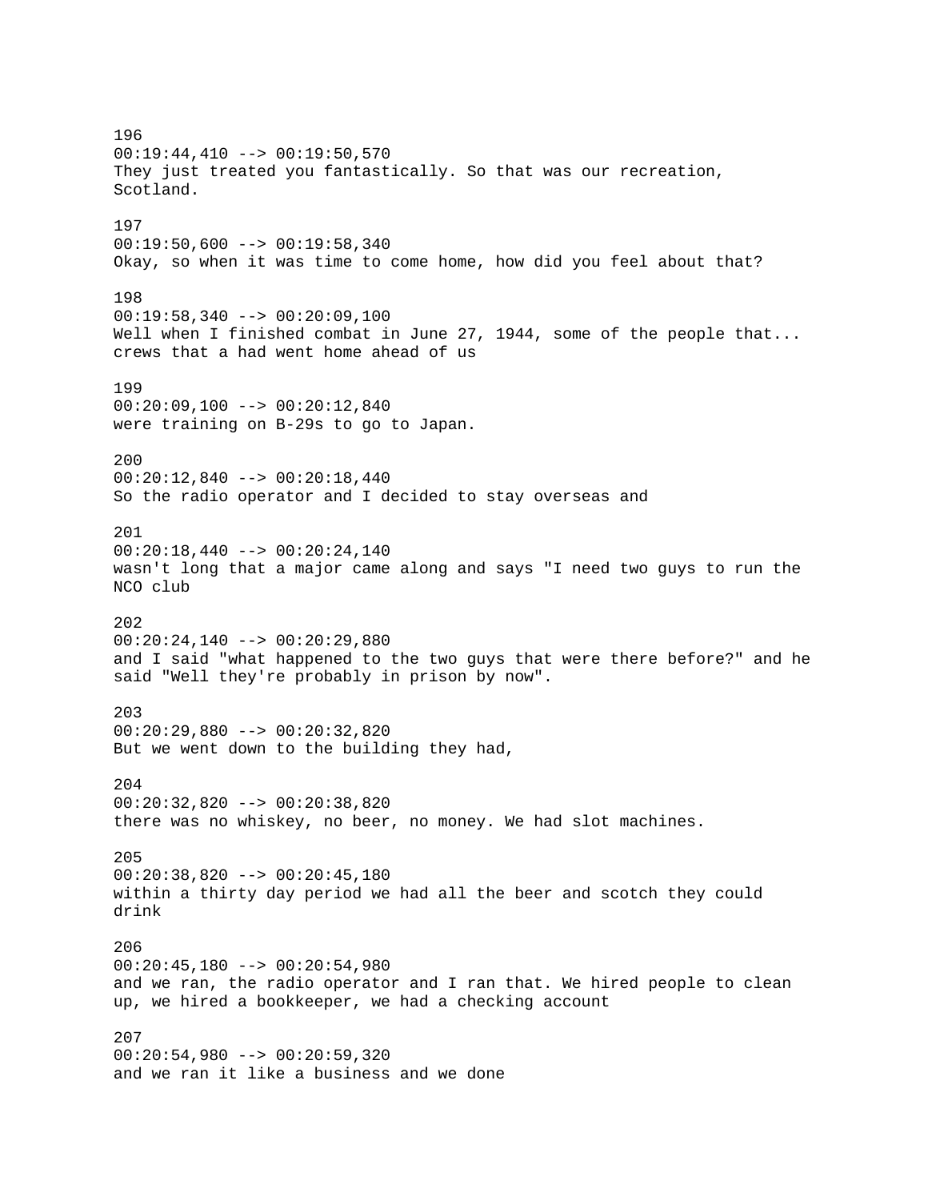196
00:19:44,410 --> 00:19:50,570
They just treated you fantastically. So that was our recreation, Scotland.

197
00:19:50,600 --> 00:19:58,340
Okay, so when it was time to come home, how did you feel about that?

198
00:19:58,340 --> 00:20:09,100
Well when I finished combat in June 27, 1944, some of the people that... crews that a had went home ahead of us

199
00:20:09,100 --> 00:20:12,840
were training on B-29s to go to Japan.

200
00:20:12,840 --> 00:20:18,440
So the radio operator and I decided to stay overseas and

201
00:20:18,440 --> 00:20:24,140
wasn't long that a major came along and says "I need two guys to run the NCO club

202
00:20:24,140 --> 00:20:29,880
and I said "what happened to the two guys that were there before?" and he said "Well they're probably in prison by now".

203
00:20:29,880 --> 00:20:32,820
But we went down to the building they had,

204
00:20:32,820 --> 00:20:38,820
there was no whiskey, no beer, no money. We had slot machines.

205
00:20:38,820 --> 00:20:45,180
within a thirty day period we had all the beer and scotch they could drink

206
00:20:45,180 --> 00:20:54,980
and we ran, the radio operator and I ran that. We hired people to clean up, we hired a bookkeeper, we had a checking account

207
00:20:54,980 --> 00:20:59,320
and we ran it like a business and we done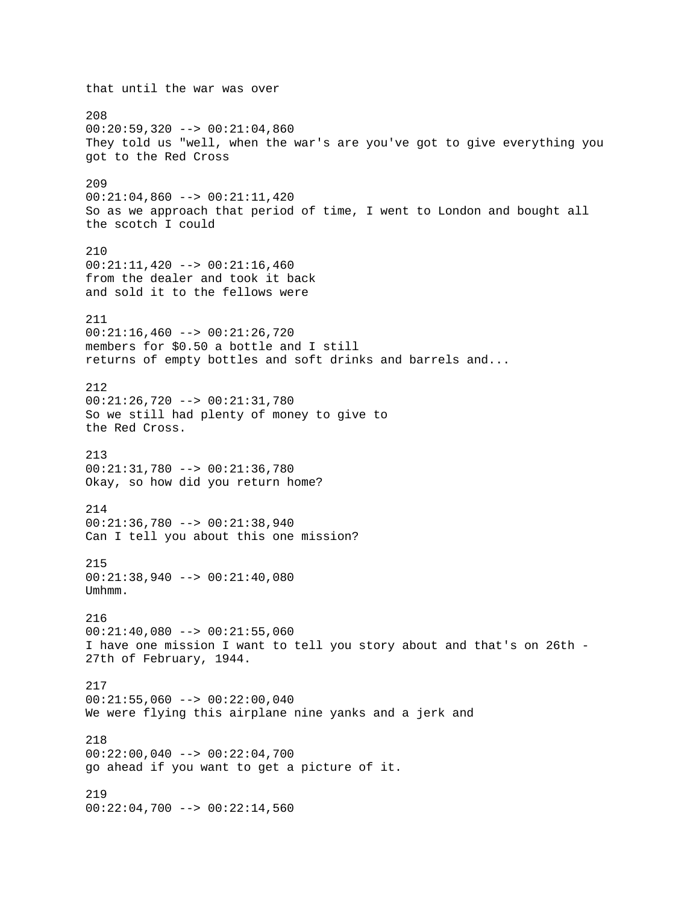that until the war was over

208
00:20:59,320 --> 00:21:04,860
They told us "well, when the war's are you've got to give everything you got to the Red Cross

209
00:21:04,860 --> 00:21:11,420
So as we approach that period of time, I went to London and bought all the scotch I could

210
00:21:11,420 --> 00:21:16,460
from the dealer and took it back
and sold it to the fellows were

211
00:21:16,460 --> 00:21:26,720
members for $0.50 a bottle and I still
returns of empty bottles and soft drinks and barrels and...

212
00:21:26,720 --> 00:21:31,780
So we still had plenty of money to give to
the Red Cross.

213
00:21:31,780 --> 00:21:36,780
Okay, so how did you return home?

214
00:21:36,780 --> 00:21:38,940
Can I tell you about this one mission?

215
00:21:38,940 --> 00:21:40,080
Umhmm.

216
00:21:40,080 --> 00:21:55,060
I have one mission I want to tell you story about and that's on 26th - 27th of February, 1944.

217
00:21:55,060 --> 00:22:00,040
We were flying this airplane nine yanks and a jerk and

218
00:22:00,040 --> 00:22:04,700
go ahead if you want to get a picture of it.

219
00:22:04,700 --> 00:22:14,560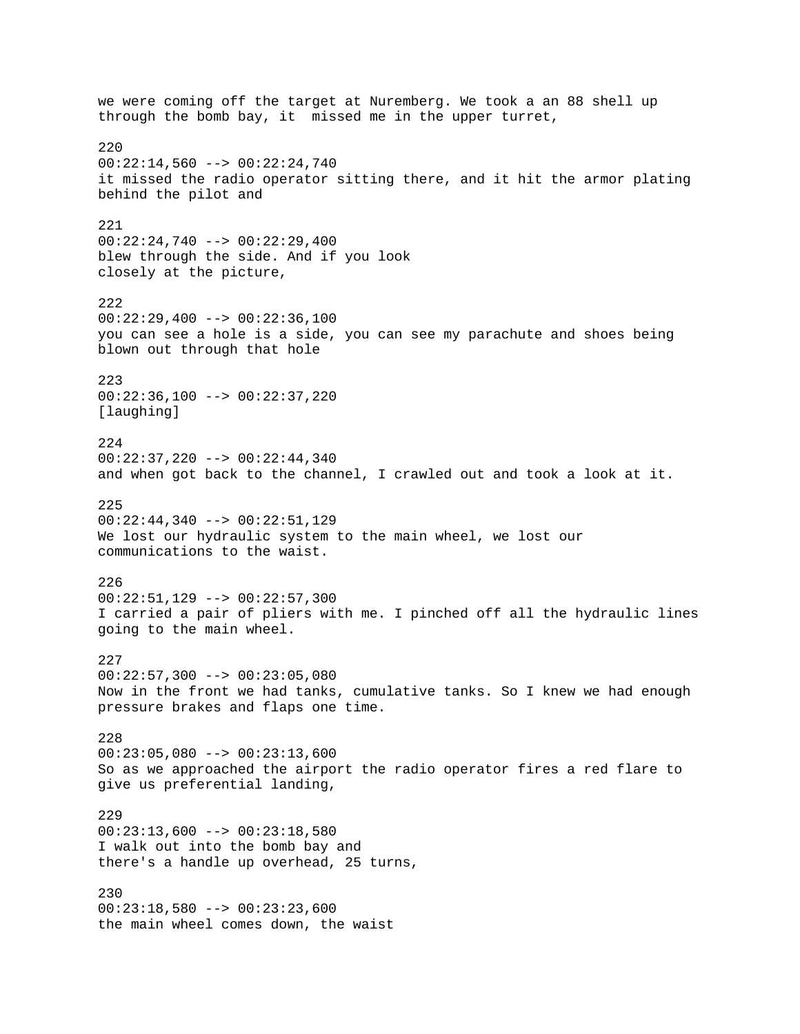we were coming off the target at Nuremberg. We took a an 88 shell up through the bomb bay, it  missed me in the upper turret,

220
00:22:14,560 --> 00:22:24,740
it missed the radio operator sitting there, and it hit the armor plating behind the pilot and

221
00:22:24,740 --> 00:22:29,400
blew through the side. And if you look
closely at the picture,

222
00:22:29,400 --> 00:22:36,100
you can see a hole is a side, you can see my parachute and shoes being blown out through that hole

223
00:22:36,100 --> 00:22:37,220
[laughing]

224
00:22:37,220 --> 00:22:44,340
and when got back to the channel, I crawled out and took a look at it.

225
00:22:44,340 --> 00:22:51,129
We lost our hydraulic system to the main wheel, we lost our communications to the waist.

226
00:22:51,129 --> 00:22:57,300
I carried a pair of pliers with me. I pinched off all the hydraulic lines going to the main wheel.

227
00:22:57,300 --> 00:23:05,080
Now in the front we had tanks, cumulative tanks. So I knew we had enough pressure brakes and flaps one time.

228
00:23:05,080 --> 00:23:13,600
So as we approached the airport the radio operator fires a red flare to give us preferential landing,

229
00:23:13,600 --> 00:23:18,580
I walk out into the bomb bay and
there's a handle up overhead, 25 turns,

230
00:23:18,580 --> 00:23:23,600
the main wheel comes down, the waist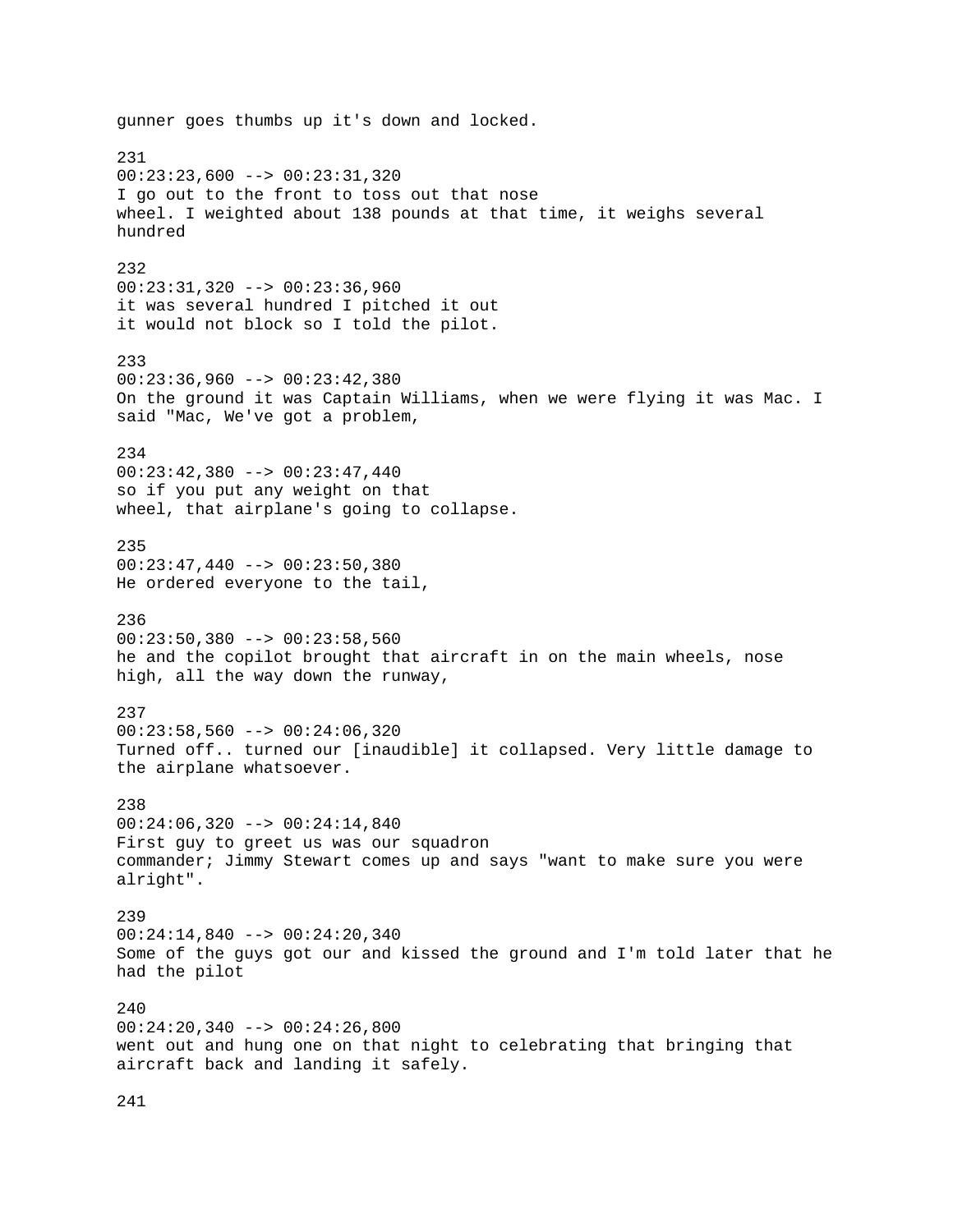gunner goes thumbs up it's down and locked.

231
00:23:23,600 --> 00:23:31,320
I go out to the front to toss out that nose
wheel. I weighted about 138 pounds at that time, it weighs several
hundred

232
00:23:31,320 --> 00:23:36,960
it was several hundred I pitched it out
it would not block so I told the pilot.

233
00:23:36,960 --> 00:23:42,380
On the ground it was Captain Williams, when we were flying it was Mac. I
said "Mac, We've got a problem,

234
00:23:42,380 --> 00:23:47,440
so if you put any weight on that
wheel, that airplane's going to collapse.

235
00:23:47,440 --> 00:23:50,380
He ordered everyone to the tail,

236
00:23:50,380 --> 00:23:58,560
he and the copilot brought that aircraft in on the main wheels, nose
high, all the way down the runway,

237
00:23:58,560 --> 00:24:06,320
Turned off.. turned our [inaudible] it collapsed. Very little damage to
the airplane whatsoever.

238
00:24:06,320 --> 00:24:14,840
First guy to greet us was our squadron
commander; Jimmy Stewart comes up and says "want to make sure you were
alright".

239
00:24:14,840 --> 00:24:20,340
Some of the guys got our and kissed the ground and I'm told later that he
had the pilot

240
00:24:20,340 --> 00:24:26,800
went out and hung one on that night to celebrating that bringing that
aircraft back and landing it safely.

241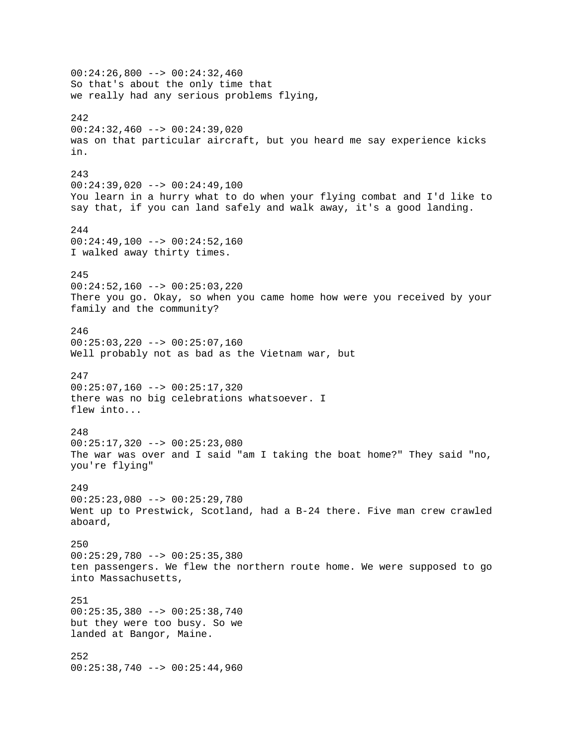00:24:26,800 --> 00:24:32,460
So that's about the only time that
we really had any serious problems flying,

242
00:24:32,460 --> 00:24:39,020
was on that particular aircraft, but you heard me say experience kicks in.

243
00:24:39,020 --> 00:24:49,100
You learn in a hurry what to do when your flying combat and I'd like to say that, if you can land safely and walk away, it's a good landing.

244
00:24:49,100 --> 00:24:52,160
I walked away thirty times.

245
00:24:52,160 --> 00:25:03,220
There you go. Okay, so when you came home how were you received by your family and the community?

246
00:25:03,220 --> 00:25:07,160
Well probably not as bad as the Vietnam war, but

247
00:25:07,160 --> 00:25:17,320
there was no big celebrations whatsoever. I
flew into...

248
00:25:17,320 --> 00:25:23,080
The war was over and I said "am I taking the boat home?" They said "no, you're flying"

249
00:25:23,080 --> 00:25:29,780
Went up to Prestwick, Scotland, had a B-24 there. Five man crew crawled aboard,

250
00:25:29,780 --> 00:25:35,380
ten passengers. We flew the northern route home. We were supposed to go into Massachusetts,

251
00:25:35,380 --> 00:25:38,740
but they were too busy. So we
landed at Bangor, Maine.

252
00:25:38,740 --> 00:25:44,960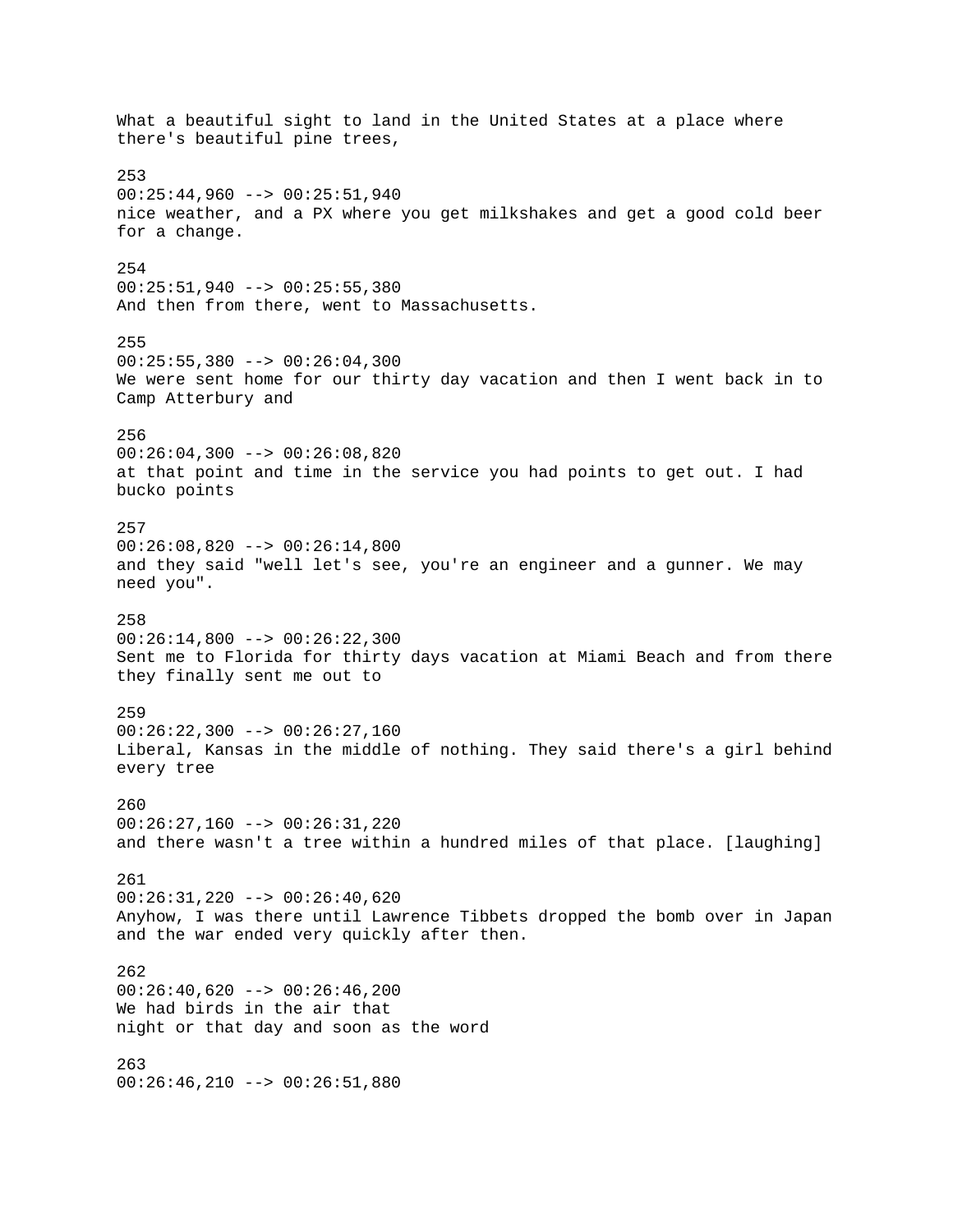What a beautiful sight to land in the United States at a place where there's beautiful pine trees,

253
00:25:44,960 --> 00:25:51,940
nice weather, and a PX where you get milkshakes and get a good cold beer for a change.

254
00:25:51,940 --> 00:25:55,380
And then from there, went to Massachusetts.

255
00:25:55,380 --> 00:26:04,300
We were sent home for our thirty day vacation and then I went back in to Camp Atterbury and

256
00:26:04,300 --> 00:26:08,820
at that point and time in the service you had points to get out. I had bucko points

257
00:26:08,820 --> 00:26:14,800
and they said "well let's see, you're an engineer and a gunner. We may need you".

258
00:26:14,800 --> 00:26:22,300
Sent me to Florida for thirty days vacation at Miami Beach and from there they finally sent me out to

259
00:26:22,300 --> 00:26:27,160
Liberal, Kansas in the middle of nothing. They said there's a girl behind every tree

260
00:26:27,160 --> 00:26:31,220
and there wasn't a tree within a hundred miles of that place. [laughing]

261
00:26:31,220 --> 00:26:40,620
Anyhow, I was there until Lawrence Tibbets dropped the bomb over in Japan and the war ended very quickly after then.

262
00:26:40,620 --> 00:26:46,200
We had birds in the air that
night or that day and soon as the word

263
00:26:46,210 --> 00:26:51,880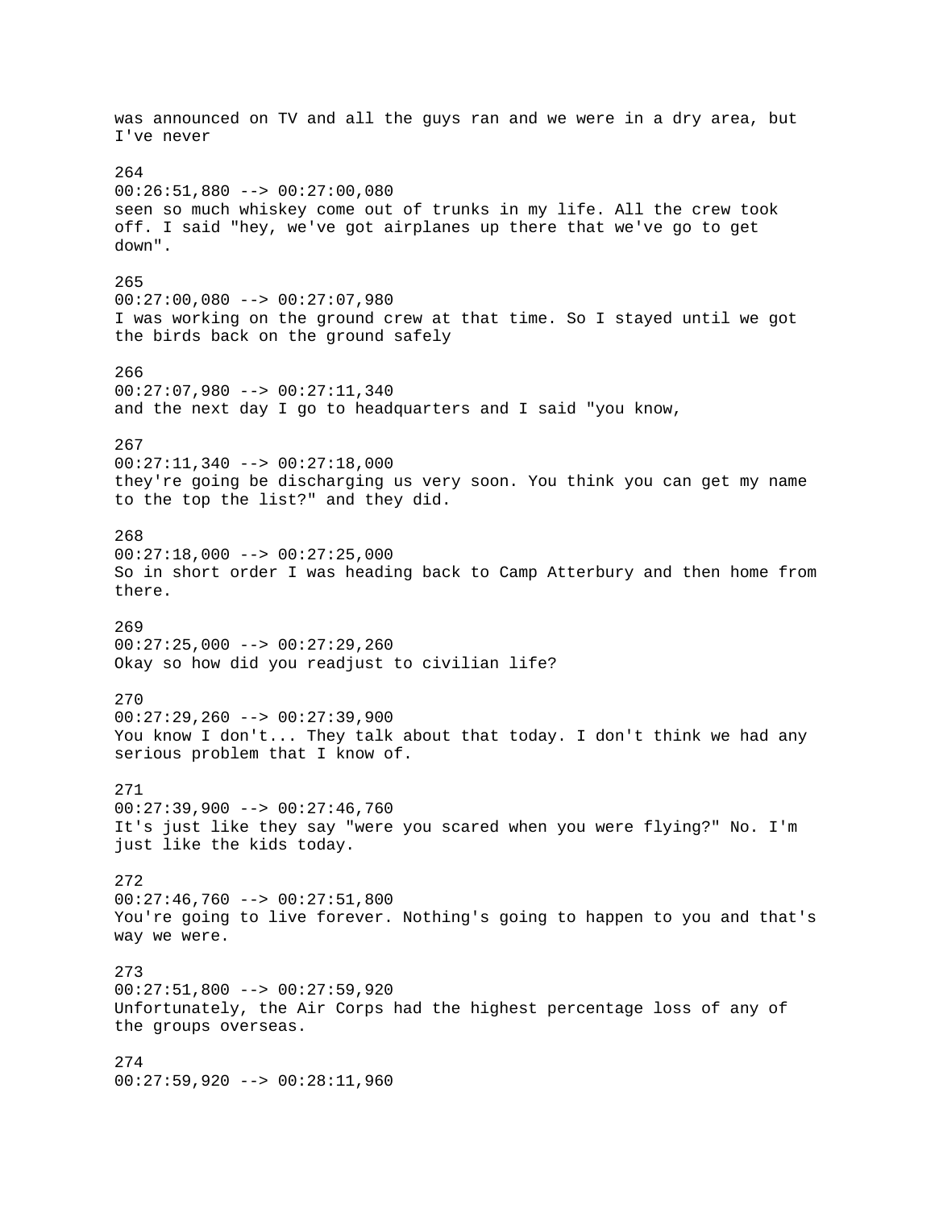was announced on TV and all the guys ran and we were in a dry area, but I've never

264
00:26:51,880 --> 00:27:00,080
seen so much whiskey come out of trunks in my life. All the crew took off. I said "hey, we've got airplanes up there that we've go to get down".

265
00:27:00,080 --> 00:27:07,980
I was working on the ground crew at that time. So I stayed until we got the birds back on the ground safely

266
00:27:07,980 --> 00:27:11,340
and the next day I go to headquarters and I said "you know,

267
00:27:11,340 --> 00:27:18,000
they're going be discharging us very soon. You think you can get my name to the top the list?" and they did.

268
00:27:18,000 --> 00:27:25,000
So in short order I was heading back to Camp Atterbury and then home from there.

269
00:27:25,000 --> 00:27:29,260
Okay so how did you readjust to civilian life?

270
00:27:29,260 --> 00:27:39,900
You know I don't... They talk about that today. I don't think we had any serious problem that I know of.

271
00:27:39,900 --> 00:27:46,760
It's just like they say "were you scared when you were flying?" No. I'm just like the kids today.

272
00:27:46,760 --> 00:27:51,800
You're going to live forever. Nothing's going to happen to you and that's way we were.

273
00:27:51,800 --> 00:27:59,920
Unfortunately, the Air Corps had the highest percentage loss of any of the groups overseas.

274
00:27:59,920 --> 00:28:11,960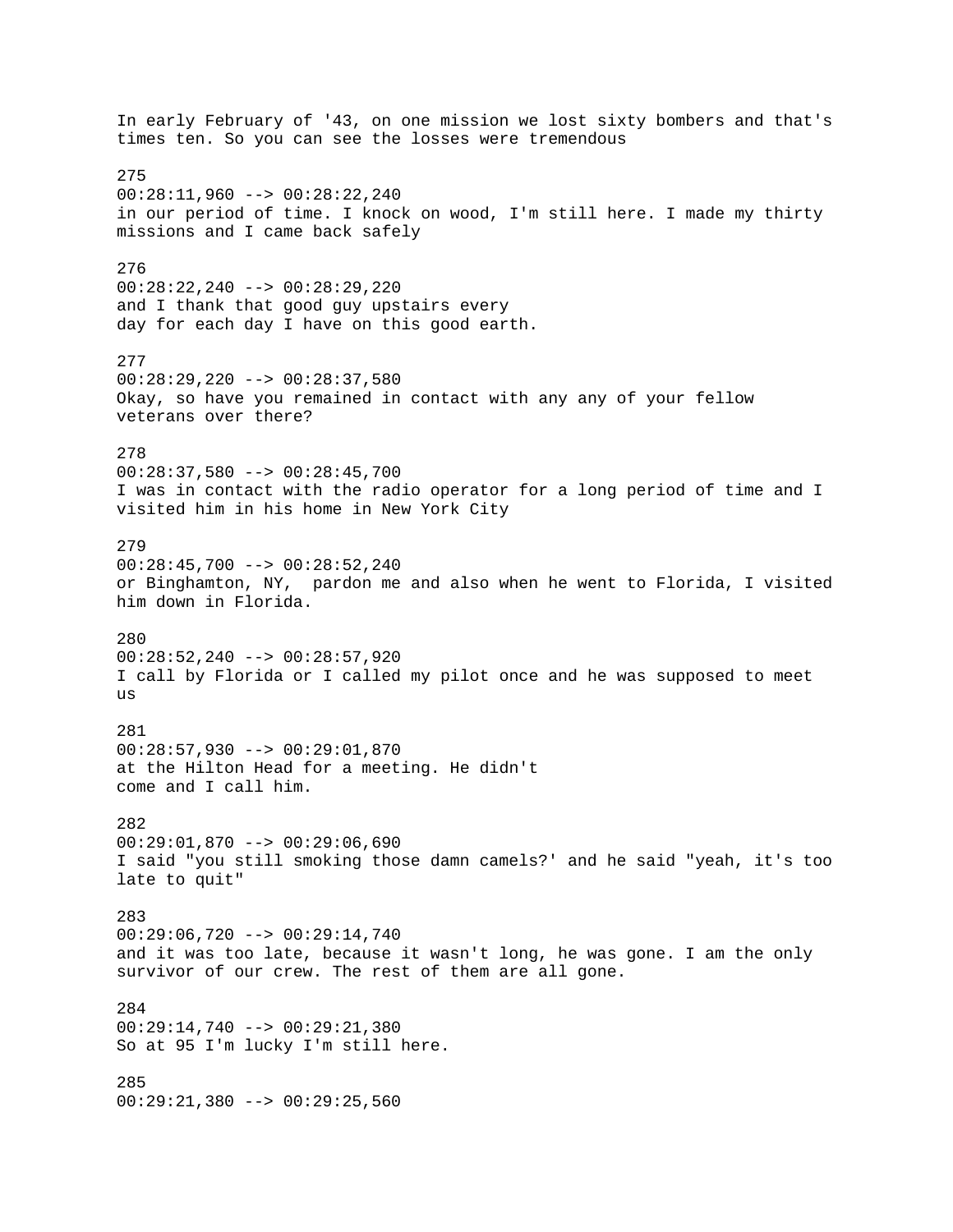In early February of '43, on one mission we lost sixty bombers and that's times ten. So you can see the losses were tremendous

275
00:28:11,960 --> 00:28:22,240
in our period of time. I knock on wood, I'm still here. I made my thirty missions and I came back safely

276
00:28:22,240 --> 00:28:29,220
and I thank that good guy upstairs every
day for each day I have on this good earth.

277
00:28:29,220 --> 00:28:37,580
Okay, so have you remained in contact with any any of your fellow veterans over there?

278
00:28:37,580 --> 00:28:45,700
I was in contact with the radio operator for a long period of time and I visited him in his home in New York City

279
00:28:45,700 --> 00:28:52,240
or Binghamton, NY,  pardon me and also when he went to Florida, I visited him down in Florida.

280
00:28:52,240 --> 00:28:57,920
I call by Florida or I called my pilot once and he was supposed to meet us

281
00:28:57,930 --> 00:29:01,870
at the Hilton Head for a meeting. He didn't
come and I call him.

282
00:29:01,870 --> 00:29:06,690
I said "you still smoking those damn camels?' and he said "yeah, it's too late to quit"

283
00:29:06,720 --> 00:29:14,740
and it was too late, because it wasn't long, he was gone. I am the only survivor of our crew. The rest of them are all gone.

284
00:29:14,740 --> 00:29:21,380
So at 95 I'm lucky I'm still here.

285
00:29:21,380 --> 00:29:25,560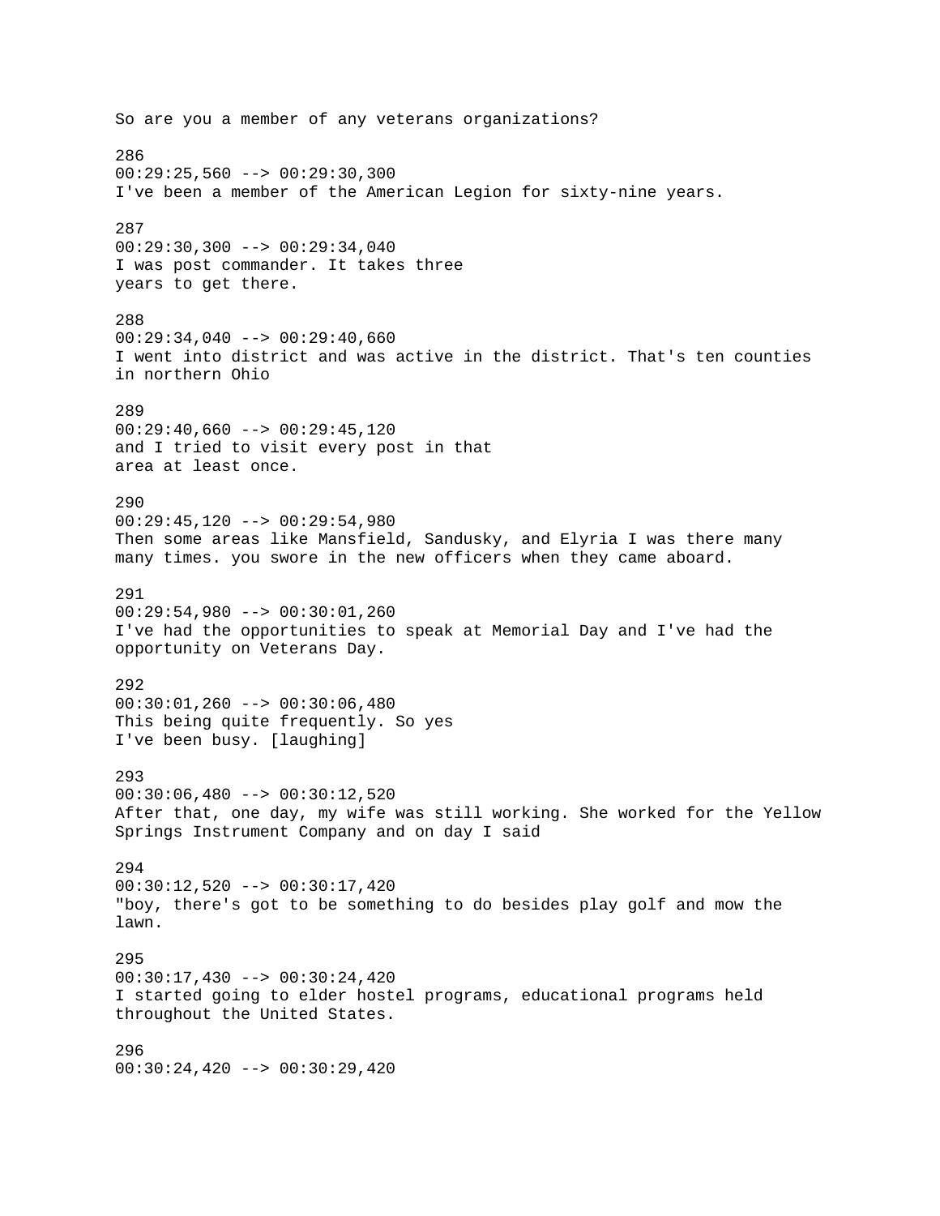So are you a member of any veterans organizations?

286
00:29:25,560 --> 00:29:30,300
I've been a member of the American Legion for sixty-nine years.

287
00:29:30,300 --> 00:29:34,040
I was post commander. It takes three
years to get there.

288
00:29:34,040 --> 00:29:40,660
I went into district and was active in the district. That's ten counties
in northern Ohio

289
00:29:40,660 --> 00:29:45,120
and I tried to visit every post in that
area at least once.

290
00:29:45,120 --> 00:29:54,980
Then some areas like Mansfield, Sandusky, and Elyria I was there many
many times. you swore in the new officers when they came aboard.

291
00:29:54,980 --> 00:30:01,260
I've had the opportunities to speak at Memorial Day and I've had the
opportunity on Veterans Day.

292
00:30:01,260 --> 00:30:06,480
This being quite frequently. So yes
I've been busy. [laughing]

293
00:30:06,480 --> 00:30:12,520
After that, one day, my wife was still working. She worked for the Yellow
Springs Instrument Company and on day I said

294
00:30:12,520 --> 00:30:17,420
"boy, there's got to be something to do besides play golf and mow the
lawn.

295
00:30:17,430 --> 00:30:24,420
I started going to elder hostel programs, educational programs held
throughout the United States.

296
00:30:24,420 --> 00:30:29,420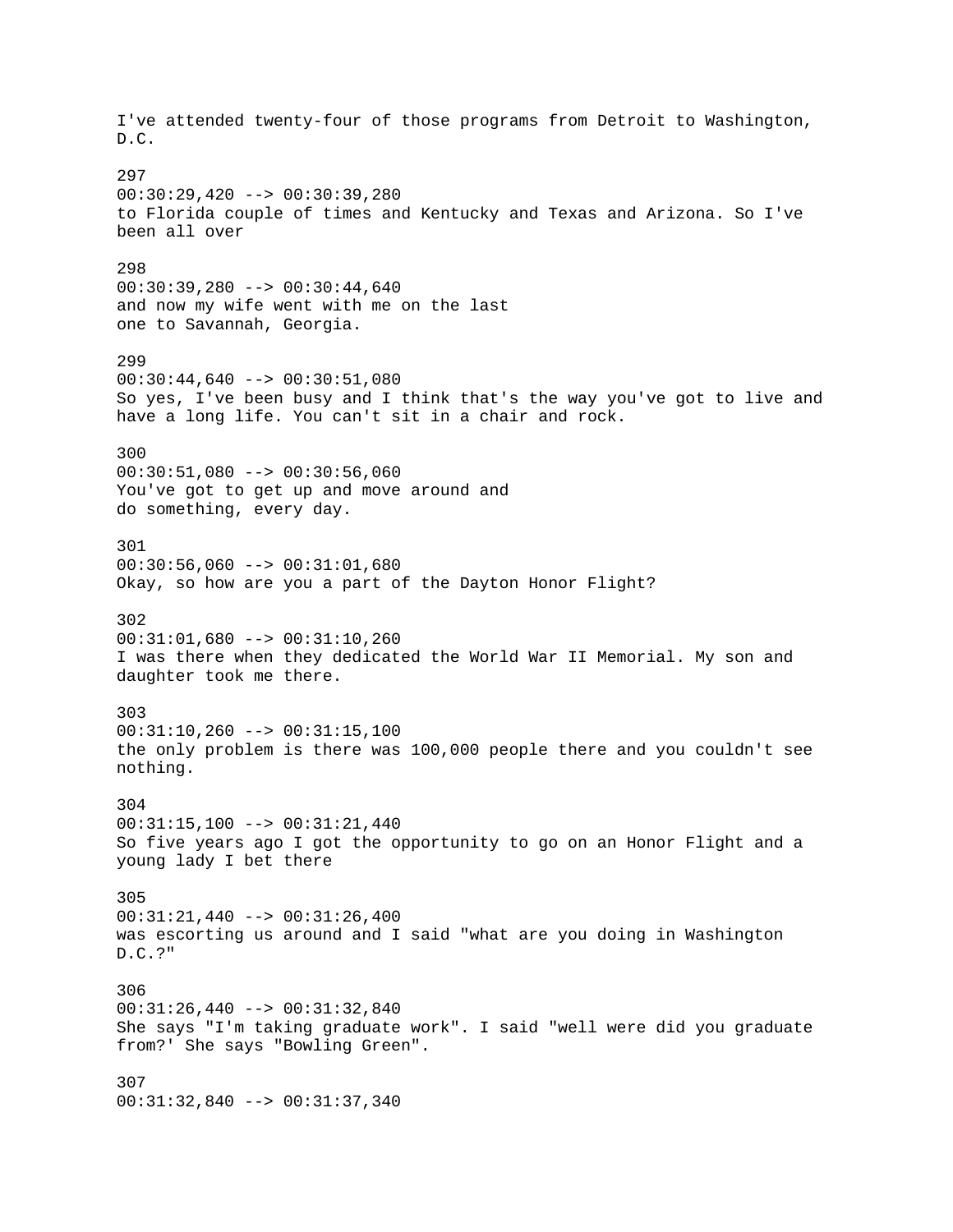I've attended twenty-four of those programs from Detroit to Washington, D.C.

297
00:30:29,420 --> 00:30:39,280
to Florida couple of times and Kentucky and Texas and Arizona. So I've been all over

298
00:30:39,280 --> 00:30:44,640
and now my wife went with me on the last
one to Savannah, Georgia.

299
00:30:44,640 --> 00:30:51,080
So yes, I've been busy and I think that's the way you've got to live and have a long life. You can't sit in a chair and rock.

300
00:30:51,080 --> 00:30:56,060
You've got to get up and move around and
do something, every day.

301
00:30:56,060 --> 00:31:01,680
Okay, so how are you a part of the Dayton Honor Flight?

302
00:31:01,680 --> 00:31:10,260
I was there when they dedicated the World War II Memorial. My son and daughter took me there.

303
00:31:10,260 --> 00:31:15,100
the only problem is there was 100,000 people there and you couldn't see nothing.

304
00:31:15,100 --> 00:31:21,440
So five years ago I got the opportunity to go on an Honor Flight and a young lady I bet there

305
00:31:21,440 --> 00:31:26,400
was escorting us around and I said "what are you doing in Washington D.C.?"

306
00:31:26,440 --> 00:31:32,840
She says "I'm taking graduate work". I said "well were did you graduate from?' She says "Bowling Green".

307
00:31:32,840 --> 00:31:37,340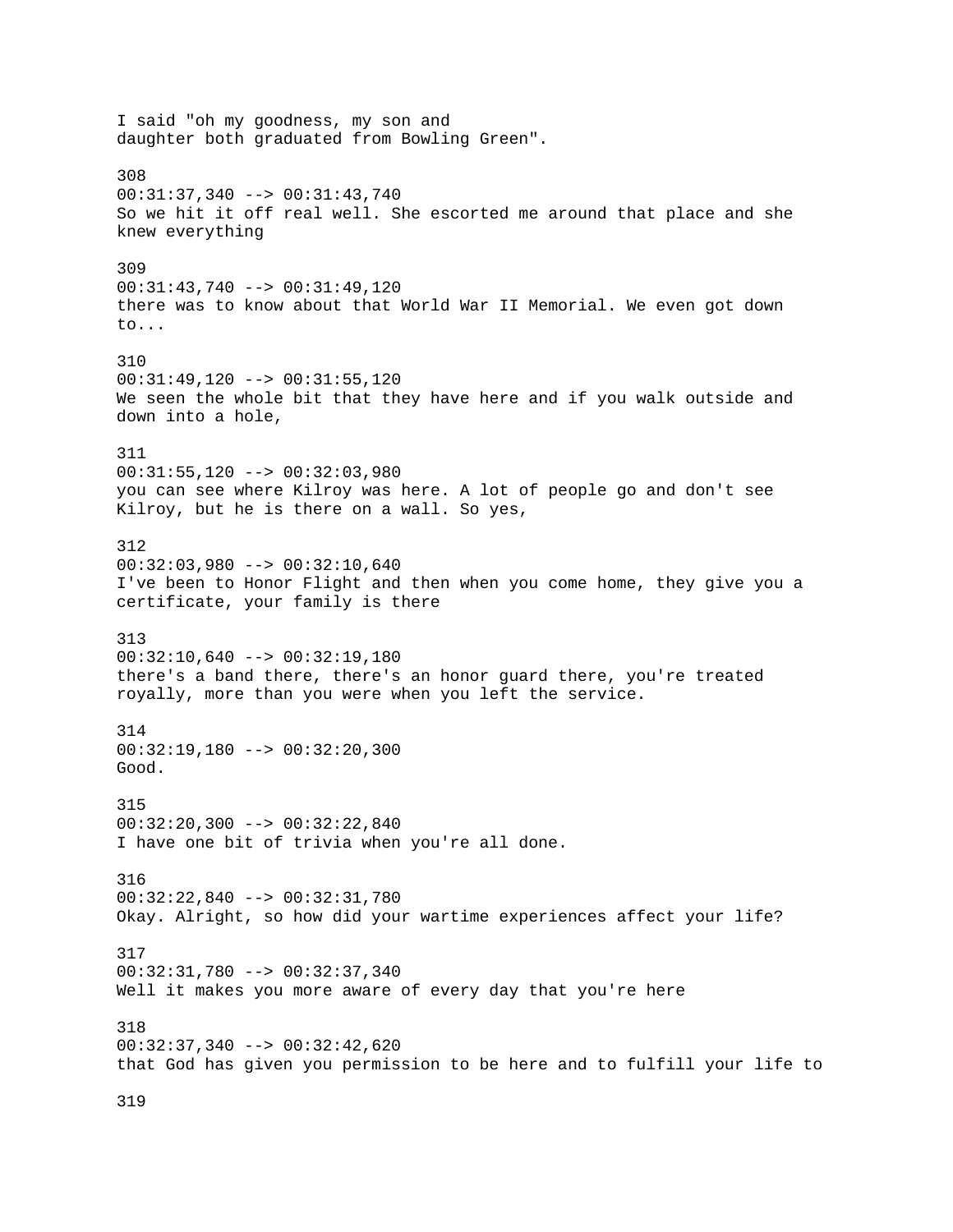I said "oh my goodness, my son and
daughter both graduated from Bowling Green".

308
00:31:37,340 --> 00:31:43,740
So we hit it off real well. She escorted me around that place and she knew everything

309
00:31:43,740 --> 00:31:49,120
there was to know about that World War II Memorial. We even got down to...

310
00:31:49,120 --> 00:31:55,120
We seen the whole bit that they have here and if you walk outside and down into a hole,

311
00:31:55,120 --> 00:32:03,980
you can see where Kilroy was here. A lot of people go and don't see Kilroy, but he is there on a wall. So yes,

312
00:32:03,980 --> 00:32:10,640
I've been to Honor Flight and then when you come home, they give you a certificate, your family is there

313
00:32:10,640 --> 00:32:19,180
there's a band there, there's an honor guard there, you're treated royally, more than you were when you left the service.

314
00:32:19,180 --> 00:32:20,300
Good.

315
00:32:20,300 --> 00:32:22,840
I have one bit of trivia when you're all done.

316
00:32:22,840 --> 00:32:31,780
Okay. Alright, so how did your wartime experiences affect your life?

317
00:32:31,780 --> 00:32:37,340
Well it makes you more aware of every day that you're here

318
00:32:37,340 --> 00:32:42,620
that God has given you permission to be here and to fulfill your life to

319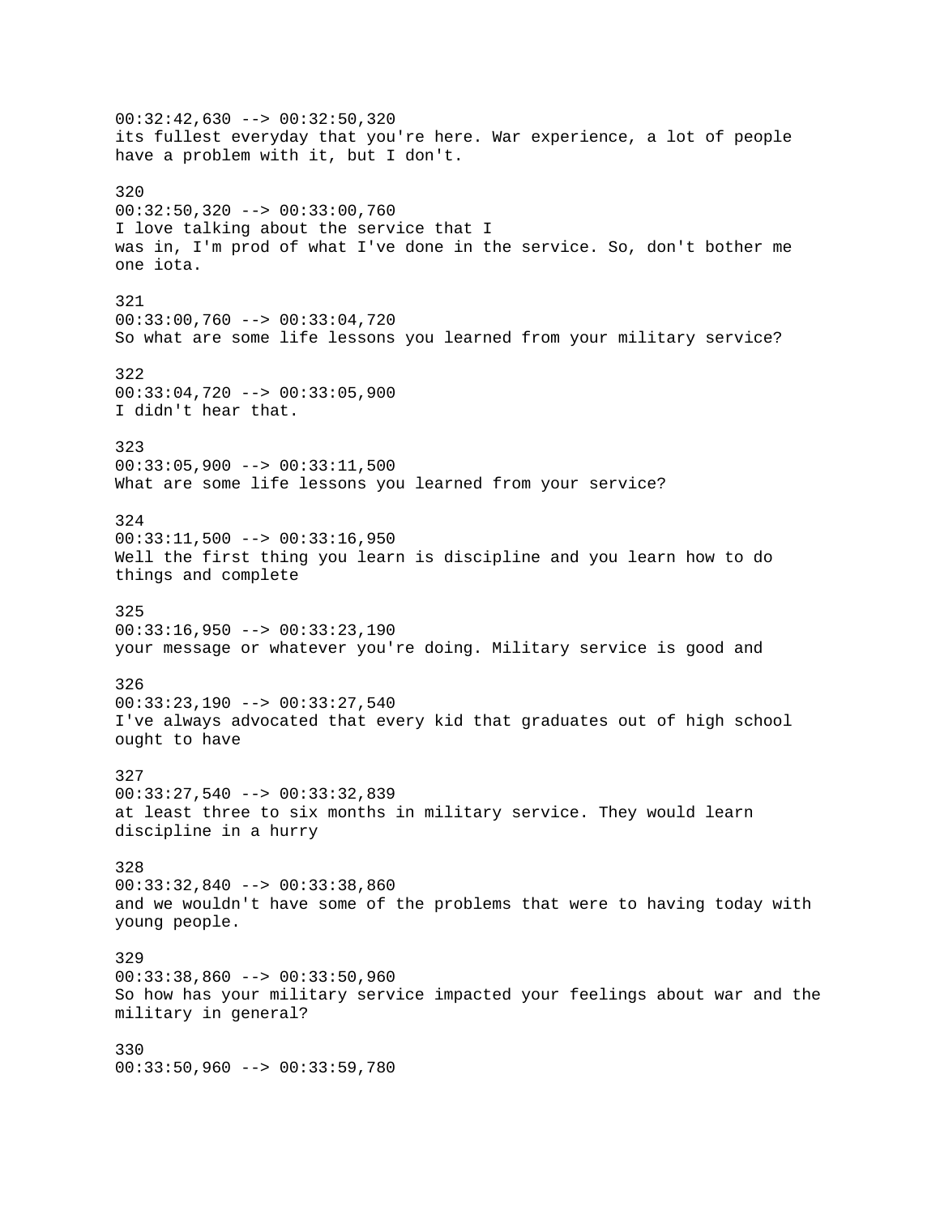00:32:42,630 --> 00:32:50,320
its fullest everyday that you're here. War experience, a lot of people have a problem with it, but I don't.

320
00:32:50,320 --> 00:33:00,760
I love talking about the service that I
was in, I'm prod of what I've done in the service. So, don't bother me one iota.

321
00:33:00,760 --> 00:33:04,720
So what are some life lessons you learned from your military service?

322
00:33:04,720 --> 00:33:05,900
I didn't hear that.

323
00:33:05,900 --> 00:33:11,500
What are some life lessons you learned from your service?

324
00:33:11,500 --> 00:33:16,950
Well the first thing you learn is discipline and you learn how to do things and complete

325
00:33:16,950 --> 00:33:23,190
your message or whatever you're doing. Military service is good and

326
00:33:23,190 --> 00:33:27,540
I've always advocated that every kid that graduates out of high school ought to have

327
00:33:27,540 --> 00:33:32,839
at least three to six months in military service. They would learn discipline in a hurry

328
00:33:32,840 --> 00:33:38,860
and we wouldn't have some of the problems that were to having today with young people.

329
00:33:38,860 --> 00:33:50,960
So how has your military service impacted your feelings about war and the military in general?

330
00:33:50,960 --> 00:33:59,780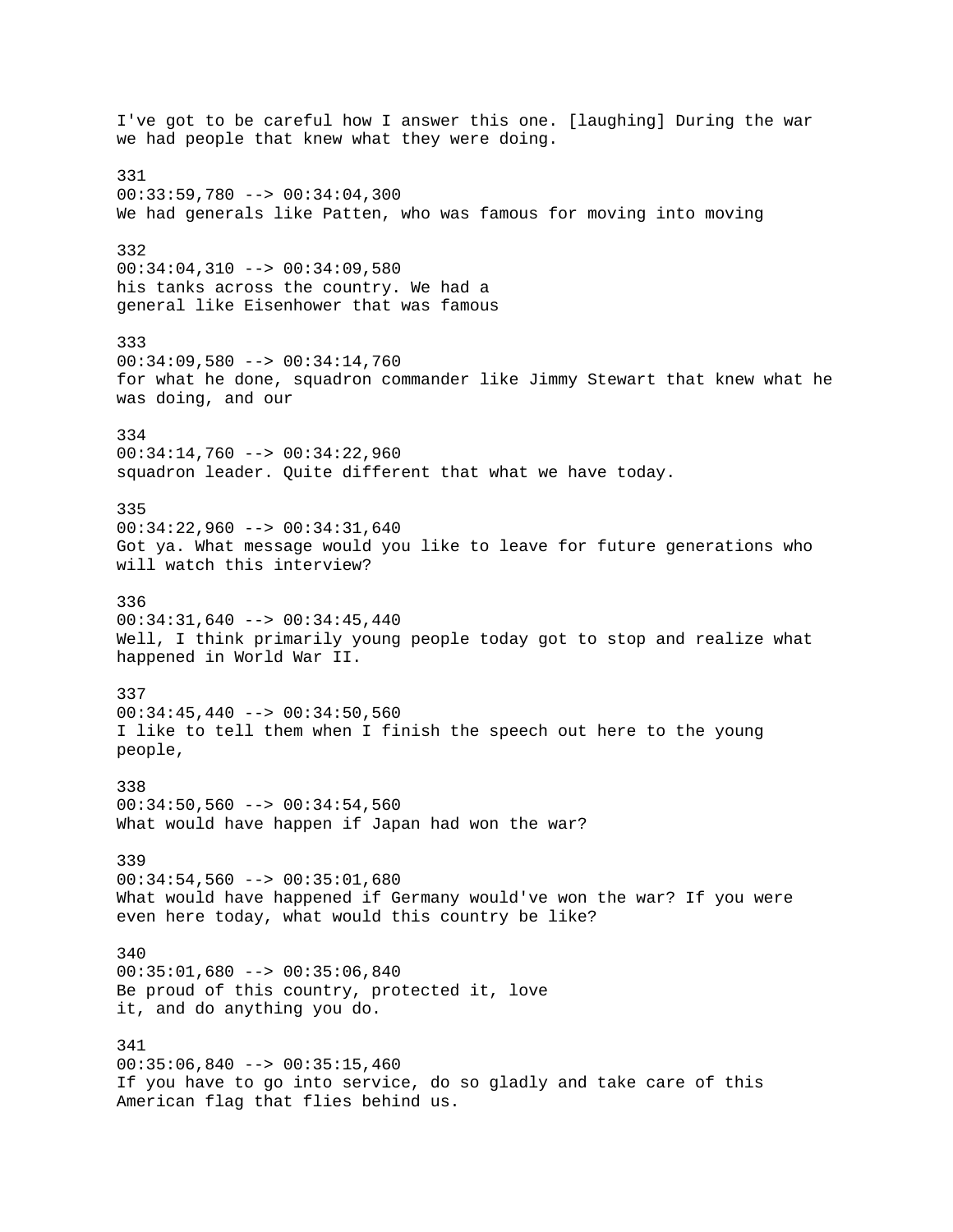I've got to be careful how I answer this one. [laughing] During the war we had people that knew what they were doing.

331
00:33:59,780 --> 00:34:04,300
We had generals like Patten, who was famous for moving into moving

332
00:34:04,310 --> 00:34:09,580
his tanks across the country. We had a general like Eisenhower that was famous

333
00:34:09,580 --> 00:34:14,760
for what he done, squadron commander like Jimmy Stewart that knew what he was doing, and our

334
00:34:14,760 --> 00:34:22,960
squadron leader. Quite different that what we have today.

335
00:34:22,960 --> 00:34:31,640
Got ya. What message would you like to leave for future generations who will watch this interview?

336
00:34:31,640 --> 00:34:45,440
Well, I think primarily young people today got to stop and realize what happened in World War II.

337
00:34:45,440 --> 00:34:50,560
I like to tell them when I finish the speech out here to the young people,

338
00:34:50,560 --> 00:34:54,560
What would have happen if Japan had won the war?

339
00:34:54,560 --> 00:35:01,680
What would have happened if Germany would've won the war? If you were even here today, what would this country be like?

340
00:35:01,680 --> 00:35:06,840
Be proud of this country, protected it, love it, and do anything you do.

341
00:35:06,840 --> 00:35:15,460
If you have to go into service, do so gladly and take care of this American flag that flies behind us.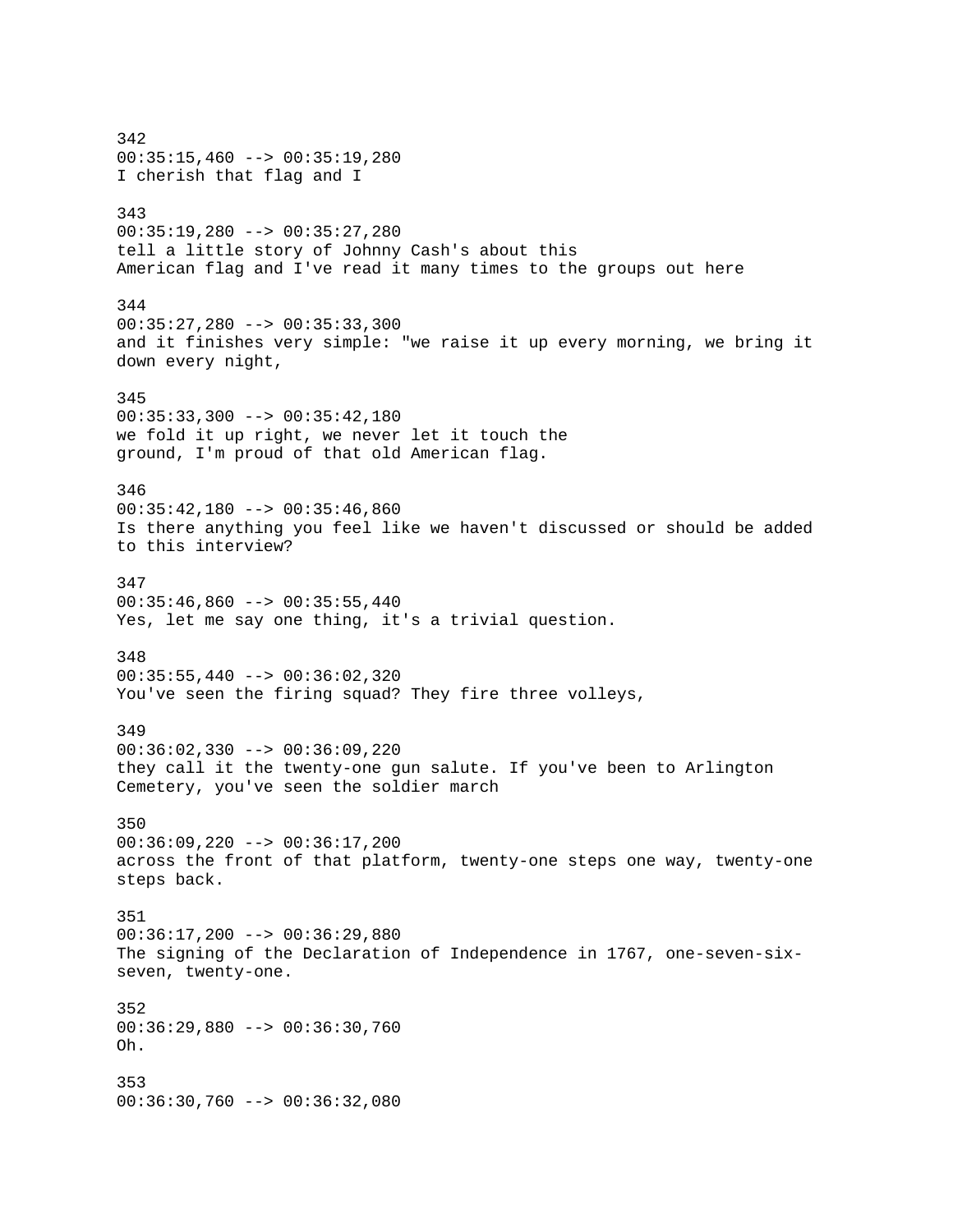342
00:35:15,460 --> 00:35:19,280
I cherish that flag and I

343
00:35:19,280 --> 00:35:27,280
tell a little story of Johnny Cash's about this
American flag and I've read it many times to the groups out here

344
00:35:27,280 --> 00:35:33,300
and it finishes very simple: "we raise it up every morning, we bring it down every night,

345
00:35:33,300 --> 00:35:42,180
we fold it up right, we never let it touch the
ground, I'm proud of that old American flag.

346
00:35:42,180 --> 00:35:46,860
Is there anything you feel like we haven't discussed or should be added to this interview?

347
00:35:46,860 --> 00:35:55,440
Yes, let me say one thing, it's a trivial question.

348
00:35:55,440 --> 00:36:02,320
You've seen the firing squad? They fire three volleys,

349
00:36:02,330 --> 00:36:09,220
they call it the twenty-one gun salute. If you've been to Arlington Cemetery, you've seen the soldier march

350
00:36:09,220 --> 00:36:17,200
across the front of that platform, twenty-one steps one way, twenty-one steps back.

351
00:36:17,200 --> 00:36:29,880
The signing of the Declaration of Independence in 1767, one-seven-six-seven, twenty-one.

352
00:36:29,880 --> 00:36:30,760
Oh.

353
00:36:30,760 --> 00:36:32,080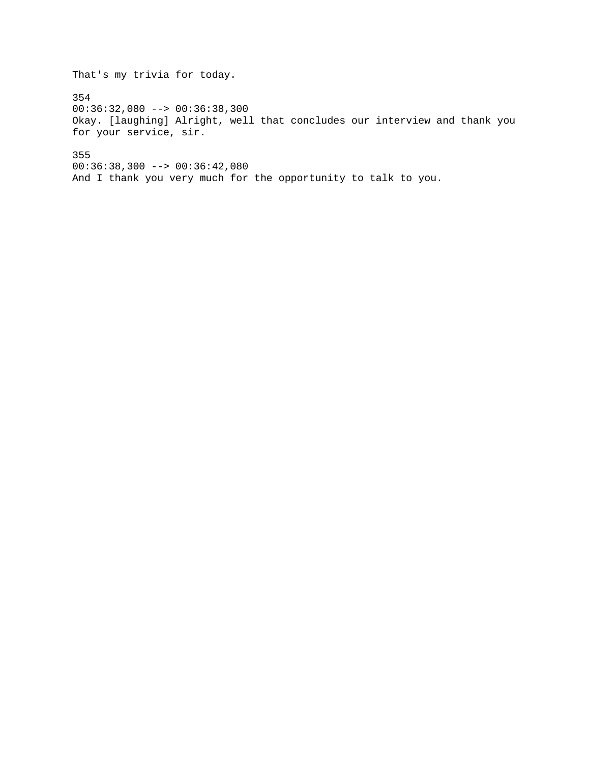That's my trivia for today.

354
00:36:32,080 --> 00:36:38,300
Okay. [laughing] Alright, well that concludes our interview and thank you for your service, sir.

355
00:36:38,300 --> 00:36:42,080
And I thank you very much for the opportunity to talk to you.